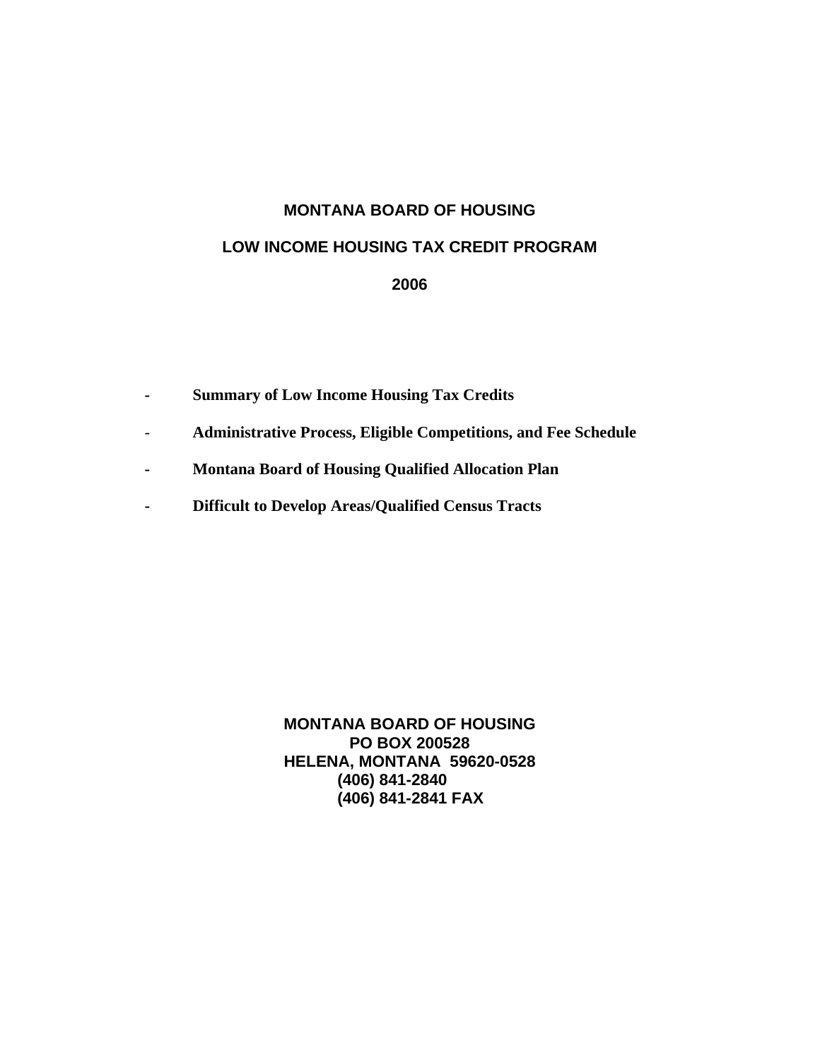# MONTANA BOARD OF HOUSING

## LOW INCOME HOUSING TAX CREDIT PROGRAM

## 2006

- **Summary of Low Income Housing Tax Credits**
- **Administrative Process, Eligible Competitions, and Fee Schedule**
- **Montana Board of Housing Qualified Allocation Plan**
- **Difficult to Develop Areas/Qualified Census Tracts**

**MONTANA BOARD OF HOUSING**
**PO BOX 200528**
**HELENA, MONTANA 59620-0528**
**(406) 841-2840**
**(406) 841-2841 FAX**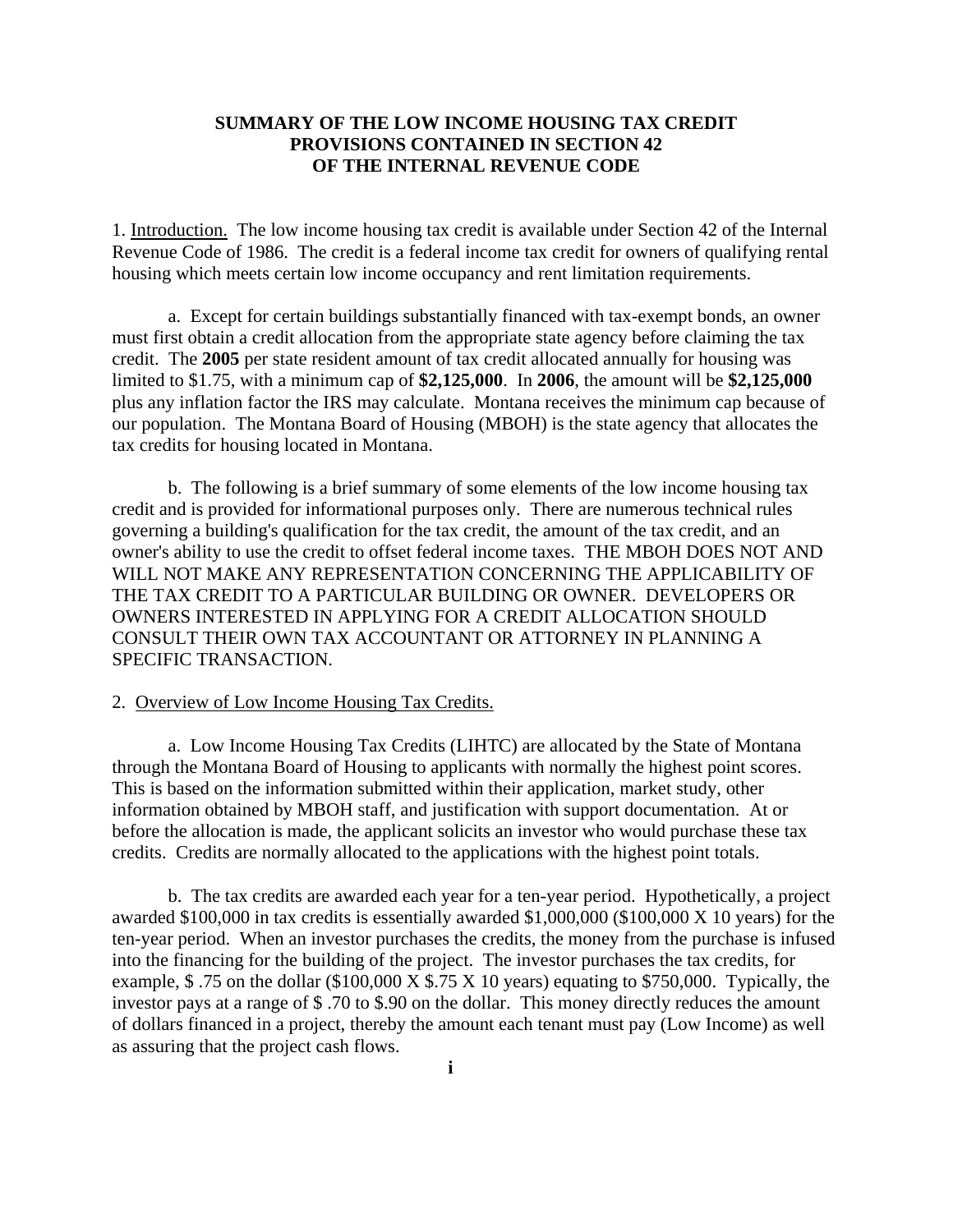# SUMMARY OF THE LOW INCOME HOUSING TAX CREDIT PROVISIONS CONTAINED IN SECTION 42 OF THE INTERNAL REVENUE CODE

1. Introduction. The low income housing tax credit is available under Section 42 of the Internal Revenue Code of 1986. The credit is a federal income tax credit for owners of qualifying rental housing which meets certain low income occupancy and rent limitation requirements.

a. Except for certain buildings substantially financed with tax-exempt bonds, an owner must first obtain a credit allocation from the appropriate state agency before claiming the tax credit. The **2005** per state resident amount of tax credit allocated annually for housing was limited to $1.75, with a minimum cap of **$2,125,000**. In **2006**, the amount will be **$2,125,000** plus any inflation factor the IRS may calculate. Montana receives the minimum cap because of our population. The Montana Board of Housing (MBOH) is the state agency that allocates the tax credits for housing located in Montana.

b. The following is a brief summary of some elements of the low income housing tax credit and is provided for informational purposes only. There are numerous technical rules governing a building's qualification for the tax credit, the amount of the tax credit, and an owner's ability to use the credit to offset federal income taxes. THE MBOH DOES NOT AND WILL NOT MAKE ANY REPRESENTATION CONCERNING THE APPLICABILITY OF THE TAX CREDIT TO A PARTICULAR BUILDING OR OWNER. DEVELOPERS OR OWNERS INTERESTED IN APPLYING FOR A CREDIT ALLOCATION SHOULD CONSULT THEIR OWN TAX ACCOUNTANT OR ATTORNEY IN PLANNING A SPECIFIC TRANSACTION.

2. Overview of Low Income Housing Tax Credits.

a. Low Income Housing Tax Credits (LIHTC) are allocated by the State of Montana through the Montana Board of Housing to applicants with normally the highest point scores. This is based on the information submitted within their application, market study, other information obtained by MBOH staff, and justification with support documentation. At or before the allocation is made, the applicant solicits an investor who would purchase these tax credits. Credits are normally allocated to the applications with the highest point totals.

b. The tax credits are awarded each year for a ten-year period. Hypothetically, a project awarded $100,000 in tax credits is essentially awarded $1,000,000 ($100,000 X 10 years) for the ten-year period. When an investor purchases the credits, the money from the purchase is infused into the financing for the building of the project. The investor purchases the tax credits, for example, $ .75 on the dollar ($100,000 X $.75 X 10 years) equating to $750,000. Typically, the investor pays at a range of $ .70 to $.90 on the dollar. This money directly reduces the amount of dollars financed in a project, thereby the amount each tenant must pay (Low Income) as well as assuring that the project cash flows.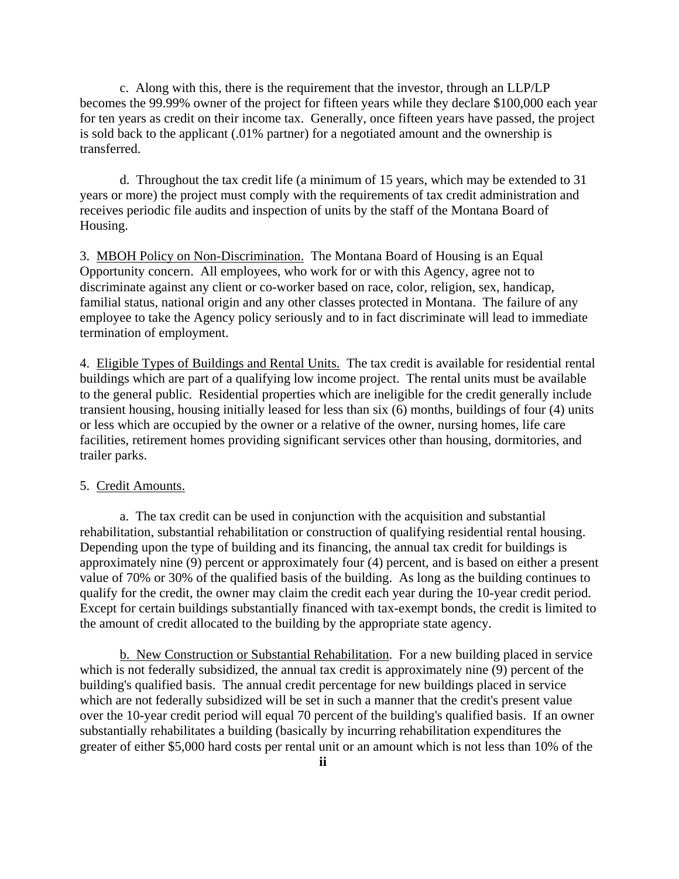c. Along with this, there is the requirement that the investor, through an LLP/LP becomes the 99.99% owner of the project for fifteen years while they declare $100,000 each year for ten years as credit on their income tax. Generally, once fifteen years have passed, the project is sold back to the applicant (.01% partner) for a negotiated amount and the ownership is transferred.

d. Throughout the tax credit life (a minimum of 15 years, which may be extended to 31 years or more) the project must comply with the requirements of tax credit administration and receives periodic file audits and inspection of units by the staff of the Montana Board of Housing.

3. <u>MBOH Policy on Non-Discrimination.</u> The Montana Board of Housing is an Equal Opportunity concern. All employees, who work for or with this Agency, agree not to discriminate against any client or co-worker based on race, color, religion, sex, handicap, familial status, national origin and any other classes protected in Montana. The failure of any employee to take the Agency policy seriously and to in fact discriminate will lead to immediate termination of employment.

4. <u>Eligible Types of Buildings and Rental Units.</u> The tax credit is available for residential rental buildings which are part of a qualifying low income project. The rental units must be available to the general public. Residential properties which are ineligible for the credit generally include transient housing, housing initially leased for less than six (6) months, buildings of four (4) units or less which are occupied by the owner or a relative of the owner, nursing homes, life care facilities, retirement homes providing significant services other than housing, dormitories, and trailer parks.

5. <u>Credit Amounts.</u>

a. The tax credit can be used in conjunction with the acquisition and substantial rehabilitation, substantial rehabilitation or construction of qualifying residential rental housing. Depending upon the type of building and its financing, the annual tax credit for buildings is approximately nine (9) percent or approximately four (4) percent, and is based on either a present value of 70% or 30% of the qualified basis of the building. As long as the building continues to qualify for the credit, the owner may claim the credit each year during the 10-year credit period. Except for certain buildings substantially financed with tax-exempt bonds, the credit is limited to the amount of credit allocated to the building by the appropriate state agency.

b. <u>New Construction or Substantial Rehabilitation</u>. For a new building placed in service which is not federally subsidized, the annual tax credit is approximately nine (9) percent of the building's qualified basis. The annual credit percentage for new buildings placed in service which are not federally subsidized will be set in such a manner that the credit's present value over the 10-year credit period will equal 70 percent of the building's qualified basis. If an owner substantially rehabilitates a building (basically by incurring rehabilitation expenditures the greater of either $5,000 hard costs per rental unit or an amount which is not less than 10% of the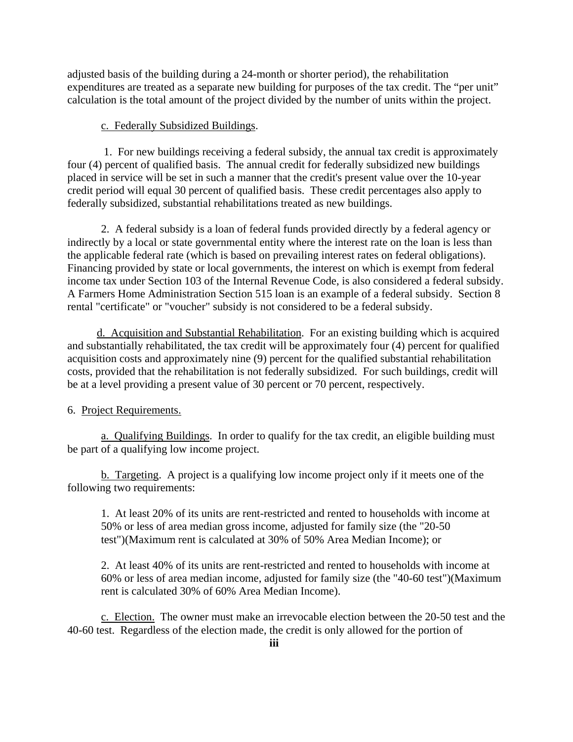adjusted basis of the building during a 24-month or shorter period), the rehabilitation expenditures are treated as a separate new building for purposes of the tax credit. The "per unit" calculation is the total amount of the project divided by the number of units within the project.

c. Federally Subsidized Buildings.

1. For new buildings receiving a federal subsidy, the annual tax credit is approximately four (4) percent of qualified basis. The annual credit for federally subsidized new buildings placed in service will be set in such a manner that the credit's present value over the 10-year credit period will equal 30 percent of qualified basis. These credit percentages also apply to federally subsidized, substantial rehabilitations treated as new buildings.

2. A federal subsidy is a loan of federal funds provided directly by a federal agency or indirectly by a local or state governmental entity where the interest rate on the loan is less than the applicable federal rate (which is based on prevailing interest rates on federal obligations). Financing provided by state or local governments, the interest on which is exempt from federal income tax under Section 103 of the Internal Revenue Code, is also considered a federal subsidy. A Farmers Home Administration Section 515 loan is an example of a federal subsidy. Section 8 rental "certificate" or "voucher" subsidy is not considered to be a federal subsidy.

d. Acquisition and Substantial Rehabilitation. For an existing building which is acquired and substantially rehabilitated, the tax credit will be approximately four (4) percent for qualified acquisition costs and approximately nine (9) percent for the qualified substantial rehabilitation costs, provided that the rehabilitation is not federally subsidized. For such buildings, credit will be at a level providing a present value of 30 percent or 70 percent, respectively.

6. Project Requirements.

a. Qualifying Buildings. In order to qualify for the tax credit, an eligible building must be part of a qualifying low income project.

b. Targeting. A project is a qualifying low income project only if it meets one of the following two requirements:

1. At least 20% of its units are rent-restricted and rented to households with income at 50% or less of area median gross income, adjusted for family size (the "20-50 test")(Maximum rent is calculated at 30% of 50% Area Median Income); or

2. At least 40% of its units are rent-restricted and rented to households with income at 60% or less of area median income, adjusted for family size (the "40-60 test")(Maximum rent is calculated 30% of 60% Area Median Income).

c. Election. The owner must make an irrevocable election between the 20-50 test and the 40-60 test. Regardless of the election made, the credit is only allowed for the portion of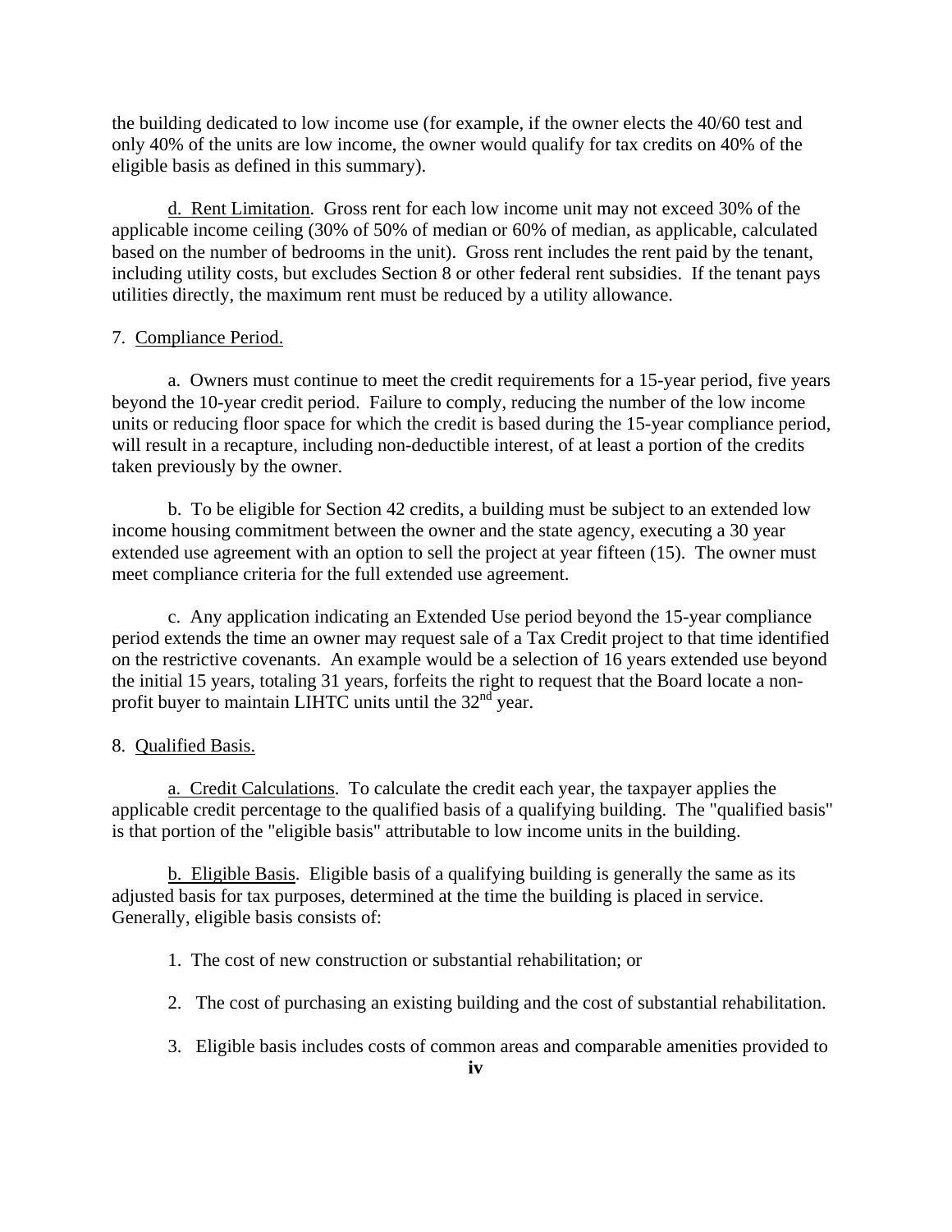the building dedicated to low income use (for example, if the owner elects the 40/60 test and only 40% of the units are low income, the owner would qualify for tax credits on 40% of the eligible basis as defined in this summary).

d. Rent Limitation. Gross rent for each low income unit may not exceed 30% of the applicable income ceiling (30% of 50% of median or 60% of median, as applicable, calculated based on the number of bedrooms in the unit). Gross rent includes the rent paid by the tenant, including utility costs, but excludes Section 8 or other federal rent subsidies. If the tenant pays utilities directly, the maximum rent must be reduced by a utility allowance.

7. Compliance Period.

a. Owners must continue to meet the credit requirements for a 15-year period, five years beyond the 10-year credit period. Failure to comply, reducing the number of the low income units or reducing floor space for which the credit is based during the 15-year compliance period, will result in a recapture, including non-deductible interest, of at least a portion of the credits taken previously by the owner.

b. To be eligible for Section 42 credits, a building must be subject to an extended low income housing commitment between the owner and the state agency, executing a 30 year extended use agreement with an option to sell the project at year fifteen (15). The owner must meet compliance criteria for the full extended use agreement.

c. Any application indicating an Extended Use period beyond the 15-year compliance period extends the time an owner may request sale of a Tax Credit project to that time identified on the restrictive covenants. An example would be a selection of 16 years extended use beyond the initial 15 years, totaling 31 years, forfeits the right to request that the Board locate a non-profit buyer to maintain LIHTC units until the 32nd year.

8. Qualified Basis.

a. Credit Calculations. To calculate the credit each year, the taxpayer applies the applicable credit percentage to the qualified basis of a qualifying building. The "qualified basis" is that portion of the "eligible basis" attributable to low income units in the building.

b. Eligible Basis. Eligible basis of a qualifying building is generally the same as its adjusted basis for tax purposes, determined at the time the building is placed in service. Generally, eligible basis consists of:

1. The cost of new construction or substantial rehabilitation; or

2. The cost of purchasing an existing building and the cost of substantial rehabilitation.

3. Eligible basis includes costs of common areas and comparable amenities provided to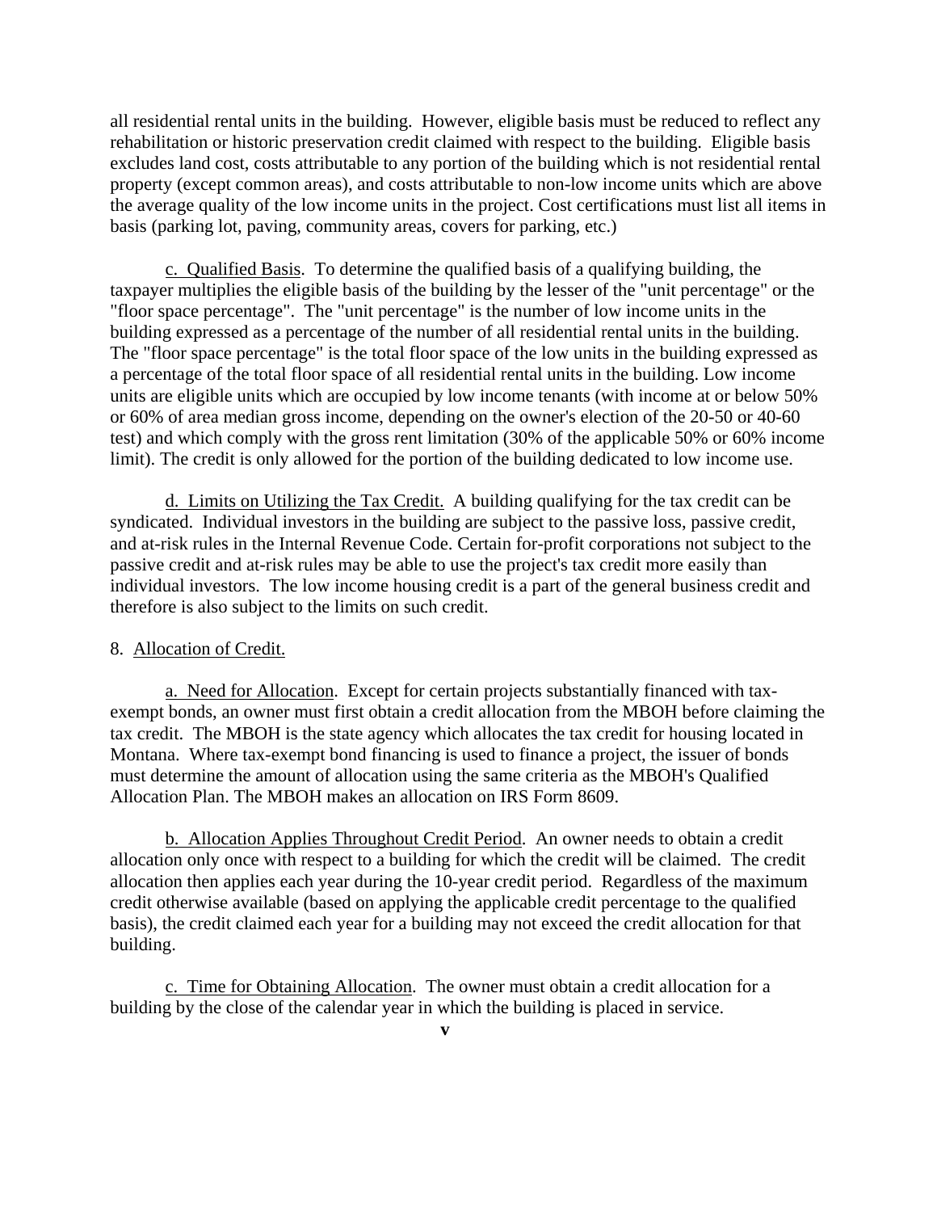all residential rental units in the building. However, eligible basis must be reduced to reflect any rehabilitation or historic preservation credit claimed with respect to the building. Eligible basis excludes land cost, costs attributable to any portion of the building which is not residential rental property (except common areas), and costs attributable to non-low income units which are above the average quality of the low income units in the project. Cost certifications must list all items in basis (parking lot, paving, community areas, covers for parking, etc.)

c. Qualified Basis. To determine the qualified basis of a qualifying building, the taxpayer multiplies the eligible basis of the building by the lesser of the "unit percentage" or the "floor space percentage". The "unit percentage" is the number of low income units in the building expressed as a percentage of the number of all residential rental units in the building. The "floor space percentage" is the total floor space of the low units in the building expressed as a percentage of the total floor space of all residential rental units in the building. Low income units are eligible units which are occupied by low income tenants (with income at or below 50% or 60% of area median gross income, depending on the owner's election of the 20-50 or 40-60 test) and which comply with the gross rent limitation (30% of the applicable 50% or 60% income limit). The credit is only allowed for the portion of the building dedicated to low income use.

d. Limits on Utilizing the Tax Credit. A building qualifying for the tax credit can be syndicated. Individual investors in the building are subject to the passive loss, passive credit, and at-risk rules in the Internal Revenue Code. Certain for-profit corporations not subject to the passive credit and at-risk rules may be able to use the project's tax credit more easily than individual investors. The low income housing credit is a part of the general business credit and therefore is also subject to the limits on such credit.

8. Allocation of Credit.

a. Need for Allocation. Except for certain projects substantially financed with tax-exempt bonds, an owner must first obtain a credit allocation from the MBOH before claiming the tax credit. The MBOH is the state agency which allocates the tax credit for housing located in Montana. Where tax-exempt bond financing is used to finance a project, the issuer of bonds must determine the amount of allocation using the same criteria as the MBOH's Qualified Allocation Plan. The MBOH makes an allocation on IRS Form 8609.

b. Allocation Applies Throughout Credit Period. An owner needs to obtain a credit allocation only once with respect to a building for which the credit will be claimed. The credit allocation then applies each year during the 10-year credit period. Regardless of the maximum credit otherwise available (based on applying the applicable credit percentage to the qualified basis), the credit claimed each year for a building may not exceed the credit allocation for that building.

c. Time for Obtaining Allocation. The owner must obtain a credit allocation for a building by the close of the calendar year in which the building is placed in service.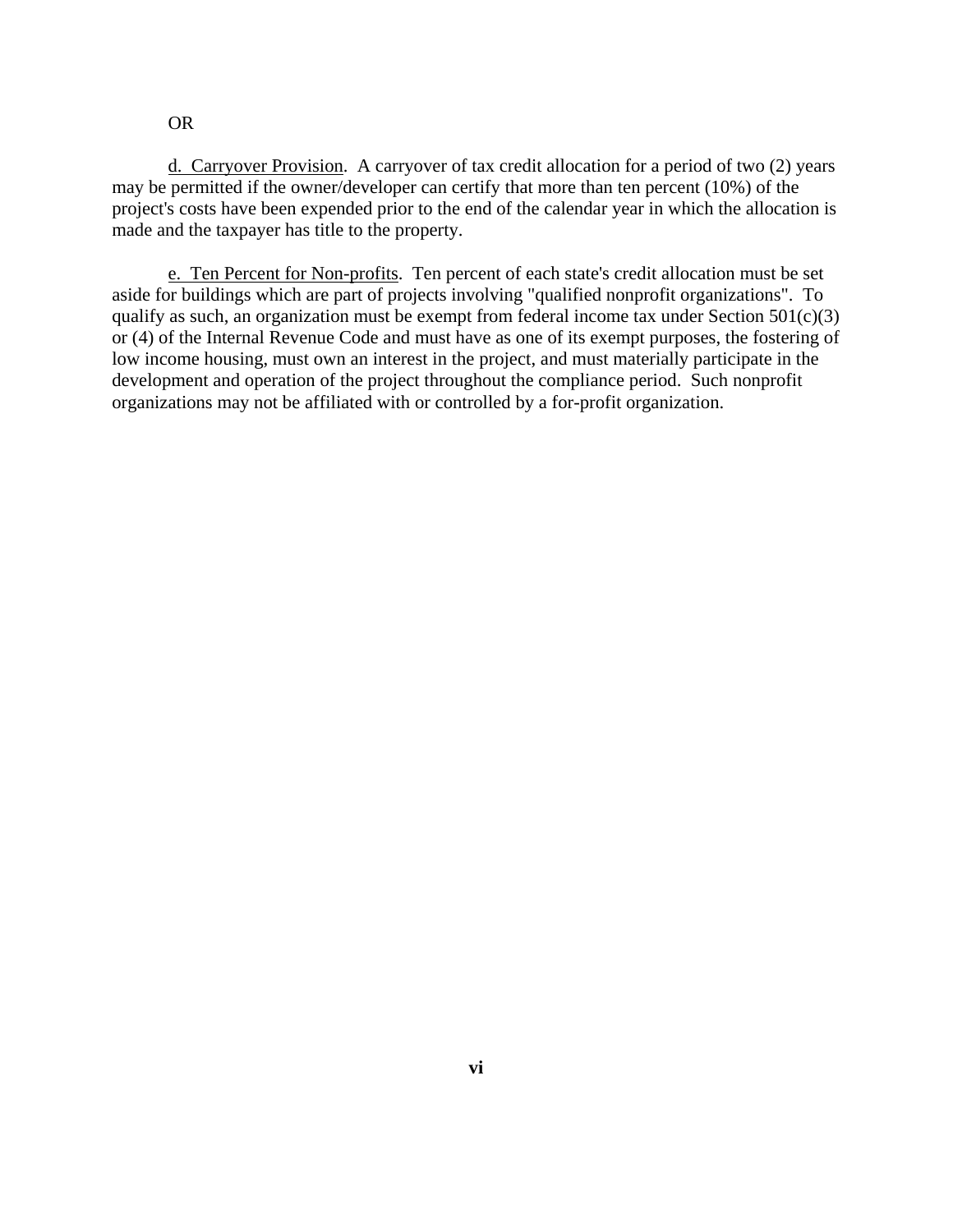OR

d. Carryover Provision. A carryover of tax credit allocation for a period of two (2) years may be permitted if the owner/developer can certify that more than ten percent (10%) of the project's costs have been expended prior to the end of the calendar year in which the allocation is made and the taxpayer has title to the property.

e. Ten Percent for Non-profits. Ten percent of each state's credit allocation must be set aside for buildings which are part of projects involving "qualified nonprofit organizations". To qualify as such, an organization must be exempt from federal income tax under Section 501(c)(3) or (4) of the Internal Revenue Code and must have as one of its exempt purposes, the fostering of low income housing, must own an interest in the project, and must materially participate in the development and operation of the project throughout the compliance period. Such nonprofit organizations may not be affiliated with or controlled by a for-profit organization.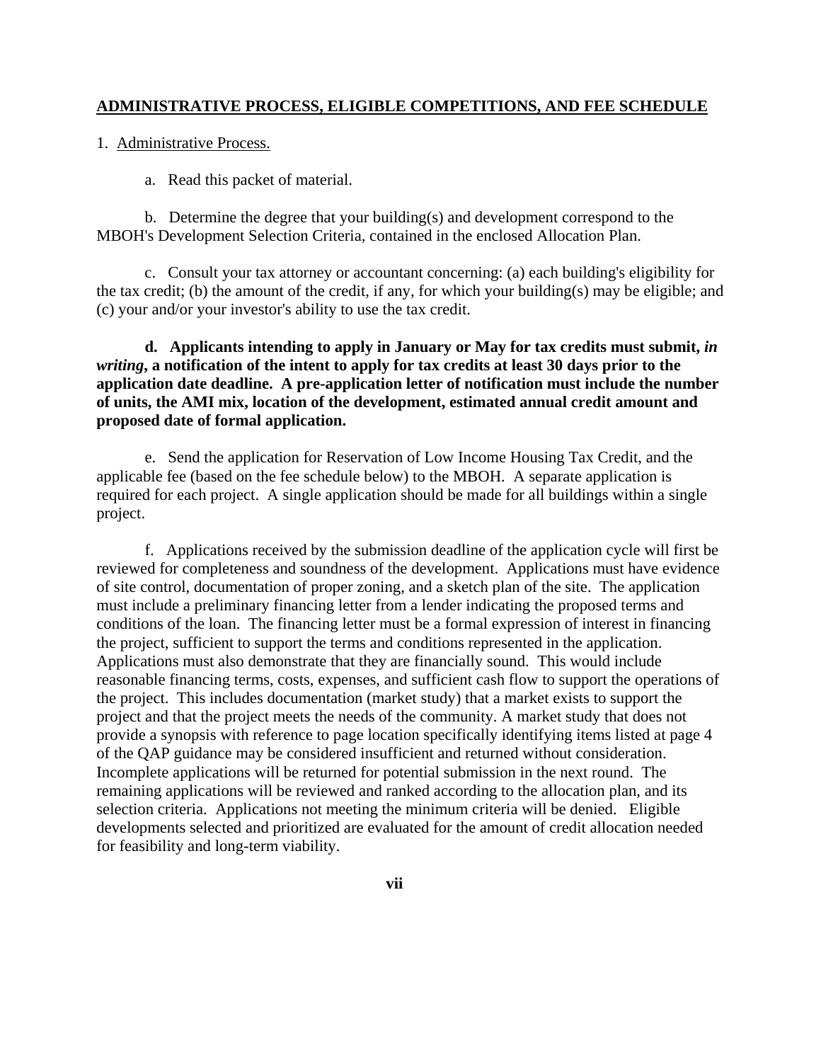## ADMINISTRATIVE PROCESS, ELIGIBLE COMPETITIONS, AND FEE SCHEDULE

1. Administrative Process.

a. Read this packet of material.

b. Determine the degree that your building(s) and development correspond to the MBOH's Development Selection Criteria, contained in the enclosed Allocation Plan.

c. Consult your tax attorney or accountant concerning: (a) each building's eligibility for the tax credit; (b) the amount of the credit, if any, for which your building(s) may be eligible; and (c) your and/or your investor's ability to use the tax credit.

**d. Applicants intending to apply in January or May for tax credits must submit, *in writing*, a notification of the intent to apply for tax credits at least 30 days prior to the application date deadline. A pre-application letter of notification must include the number of units, the AMI mix, location of the development, estimated annual credit amount and proposed date of formal application.**

e. Send the application for Reservation of Low Income Housing Tax Credit, and the applicable fee (based on the fee schedule below) to the MBOH. A separate application is required for each project. A single application should be made for all buildings within a single project.

f. Applications received by the submission deadline of the application cycle will first be reviewed for completeness and soundness of the development. Applications must have evidence of site control, documentation of proper zoning, and a sketch plan of the site. The application must include a preliminary financing letter from a lender indicating the proposed terms and conditions of the loan. The financing letter must be a formal expression of interest in financing the project, sufficient to support the terms and conditions represented in the application. Applications must also demonstrate that they are financially sound. This would include reasonable financing terms, costs, expenses, and sufficient cash flow to support the operations of the project. This includes documentation (market study) that a market exists to support the project and that the project meets the needs of the community. A market study that does not provide a synopsis with reference to page location specifically identifying items listed at page 4 of the QAP guidance may be considered insufficient and returned without consideration. Incomplete applications will be returned for potential submission in the next round. The remaining applications will be reviewed and ranked according to the allocation plan, and its selection criteria. Applications not meeting the minimum criteria will be denied. Eligible developments selected and prioritized are evaluated for the amount of credit allocation needed for feasibility and long-term viability.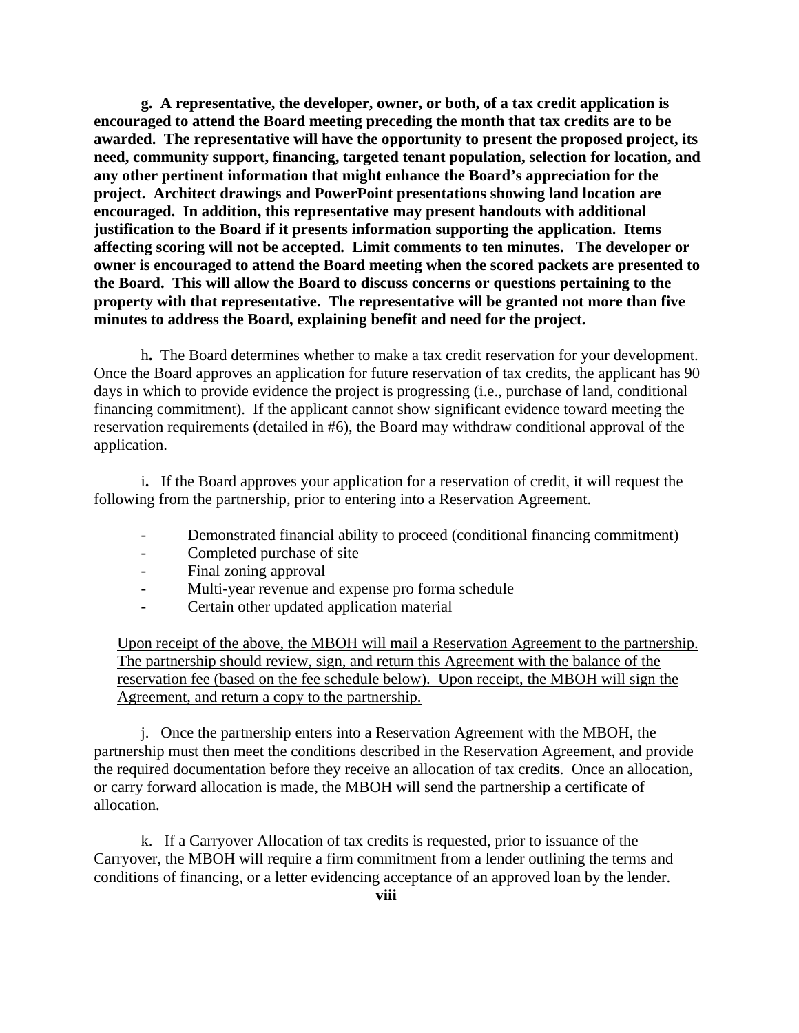**g. A representative, the developer, owner, or both, of a tax credit application is encouraged to attend the Board meeting preceding the month that tax credits are to be awarded. The representative will have the opportunity to present the proposed project, its need, community support, financing, targeted tenant population, selection for location, and any other pertinent information that might enhance the Board's appreciation for the project. Architect drawings and PowerPoint presentations showing land location are encouraged. In addition, this representative may present handouts with additional justification to the Board if it presents information supporting the application. Items affecting scoring will not be accepted. Limit comments to ten minutes. The developer or owner is encouraged to attend the Board meeting when the scored packets are presented to the Board. This will allow the Board to discuss concerns or questions pertaining to the property with that representative. The representative will be granted not more than five minutes to address the Board, explaining benefit and need for the project.**

h**.** The Board determines whether to make a tax credit reservation for your development. Once the Board approves an application for future reservation of tax credits, the applicant has 90 days in which to provide evidence the project is progressing (i.e., purchase of land, conditional financing commitment). If the applicant cannot show significant evidence toward meeting the reservation requirements (detailed in #6), the Board may withdraw conditional approval of the application.

i**.** If the Board approves your application for a reservation of credit, it will request the following from the partnership, prior to entering into a Reservation Agreement.

- Demonstrated financial ability to proceed (conditional financing commitment)
- Completed purchase of site
- Final zoning approval
- Multi-year revenue and expense pro forma schedule
- Certain other updated application material

<u>Upon receipt of the above, the MBOH will mail a Reservation Agreement to the partnership. The partnership should review, sign, and return this Agreement with the balance of the reservation fee (based on the fee schedule below). Upon receipt, the MBOH will sign the Agreement, and return a copy to the partnership.</u>

j. Once the partnership enters into a Reservation Agreement with the MBOH, the partnership must then meet the conditions described in the Reservation Agreement, and provide the required documentation before they receive an allocation of tax credit**s**. Once an allocation, or carry forward allocation is made, the MBOH will send the partnership a certificate of allocation.

k. If a Carryover Allocation of tax credits is requested, prior to issuance of the Carryover, the MBOH will require a firm commitment from a lender outlining the terms and conditions of financing, or a letter evidencing acceptance of an approved loan by the lender.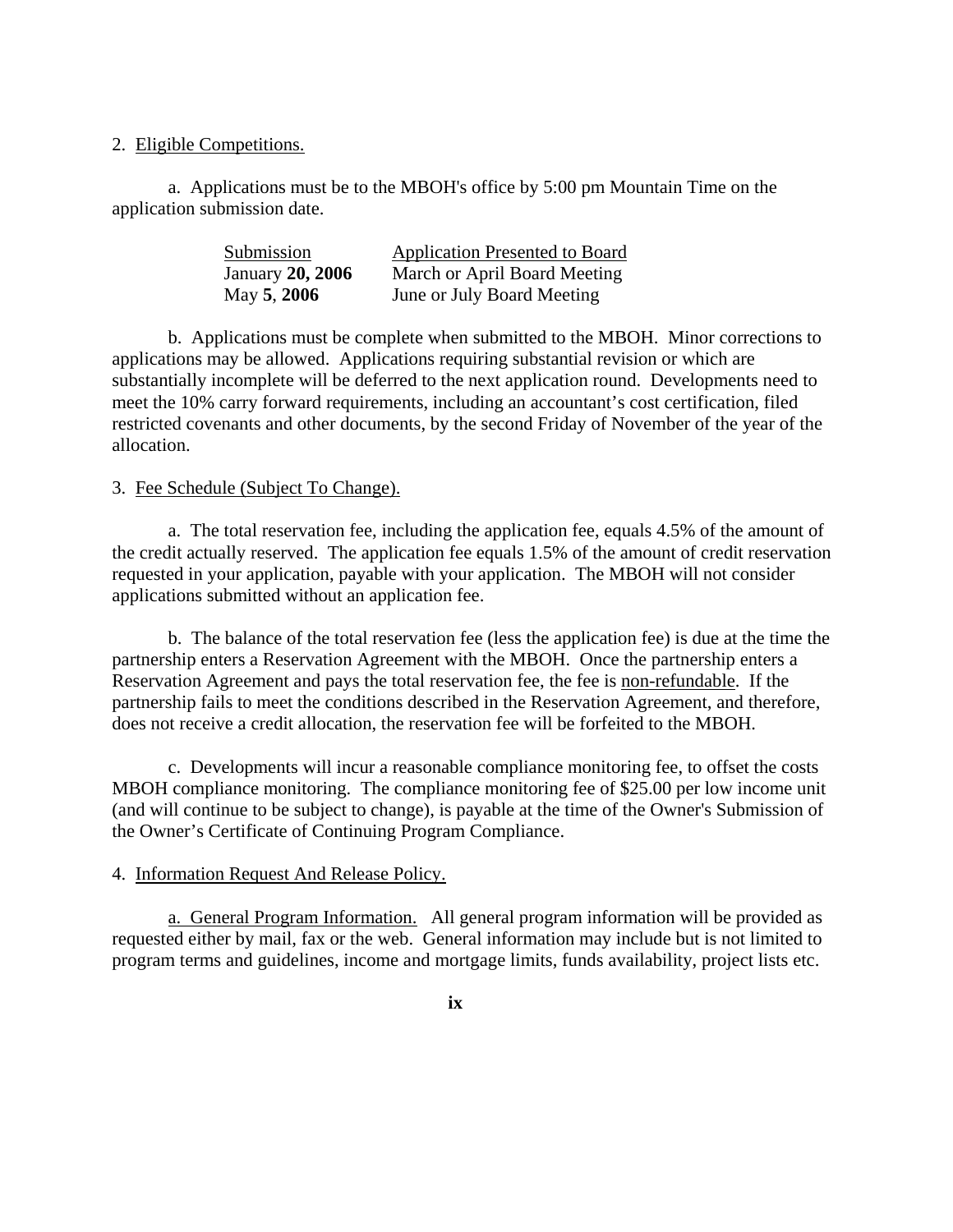2. Eligible Competitions.

a. Applications must be to the MBOH's office by 5:00 pm Mountain Time on the application submission date.

| Submission | Application Presented to Board |
|---|---|
| January **20, 2006** | March or April Board Meeting |
| May **5**, **2006** | June or July Board Meeting |

b. Applications must be complete when submitted to the MBOH. Minor corrections to applications may be allowed. Applications requiring substantial revision or which are substantially incomplete will be deferred to the next application round. Developments need to meet the 10% carry forward requirements, including an accountant's cost certification, filed restricted covenants and other documents, by the second Friday of November of the year of the allocation.

3. Fee Schedule (Subject To Change).

a. The total reservation fee, including the application fee, equals 4.5% of the amount of the credit actually reserved. The application fee equals 1.5% of the amount of credit reservation requested in your application, payable with your application. The MBOH will not consider applications submitted without an application fee.

b. The balance of the total reservation fee (less the application fee) is due at the time the partnership enters a Reservation Agreement with the MBOH. Once the partnership enters a Reservation Agreement and pays the total reservation fee, the fee is non-refundable. If the partnership fails to meet the conditions described in the Reservation Agreement, and therefore, does not receive a credit allocation, the reservation fee will be forfeited to the MBOH.

c. Developments will incur a reasonable compliance monitoring fee, to offset the costs MBOH compliance monitoring. The compliance monitoring fee of $25.00 per low income unit (and will continue to be subject to change), is payable at the time of the Owner's Submission of the Owner's Certificate of Continuing Program Compliance.

4. Information Request And Release Policy.

a. General Program Information. All general program information will be provided as requested either by mail, fax or the web. General information may include but is not limited to program terms and guidelines, income and mortgage limits, funds availability, project lists etc.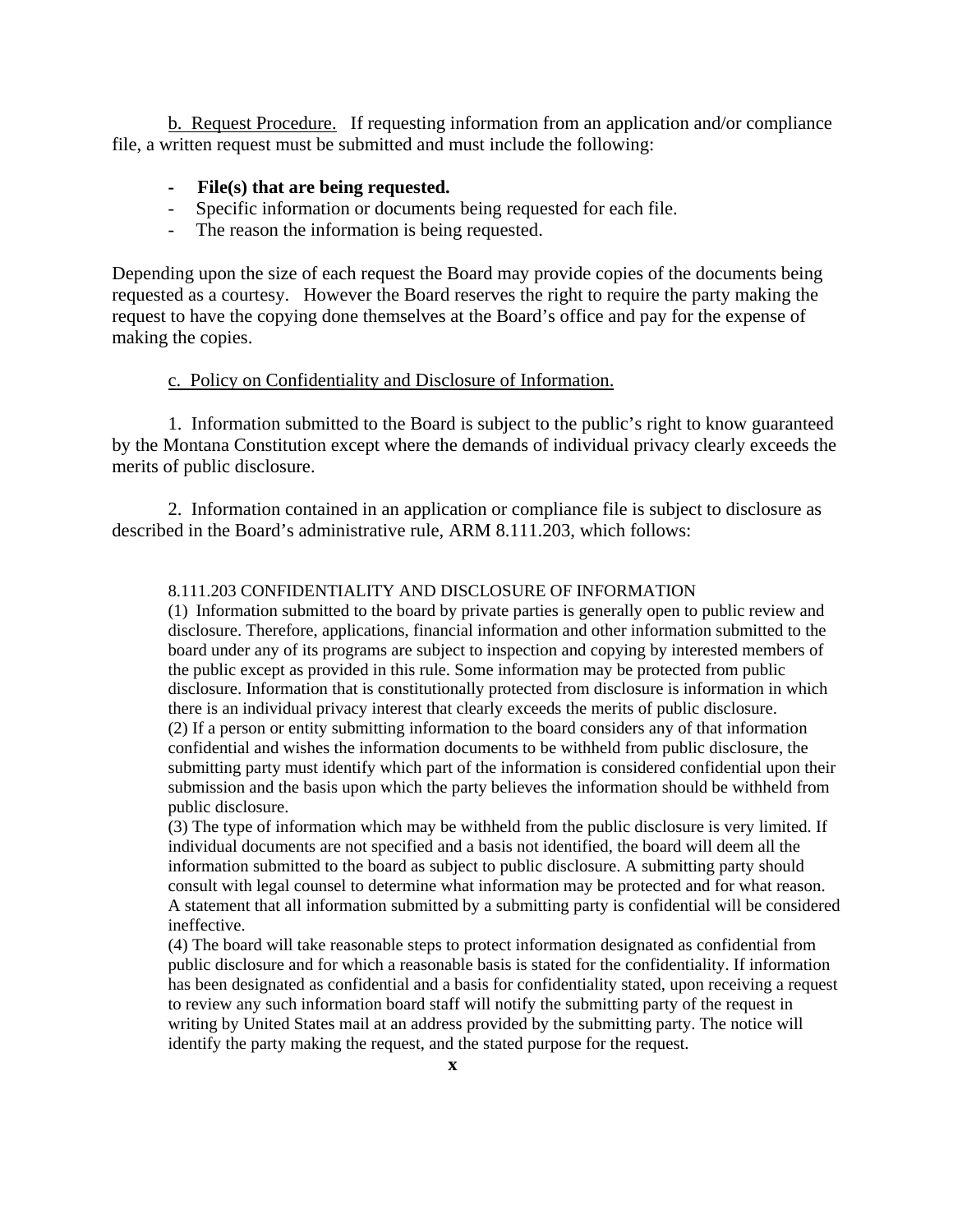b. Request Procedure. If requesting information from an application and/or compliance file, a written request must be submitted and must include the following:

- **File(s) that are being requested.**
- Specific information or documents being requested for each file.
- The reason the information is being requested.

Depending upon the size of each request the Board may provide copies of the documents being requested as a courtesy. However the Board reserves the right to require the party making the request to have the copying done themselves at the Board's office and pay for the expense of making the copies.

c. Policy on Confidentiality and Disclosure of Information.

1. Information submitted to the Board is subject to the public's right to know guaranteed by the Montana Constitution except where the demands of individual privacy clearly exceeds the merits of public disclosure.

2. Information contained in an application or compliance file is subject to disclosure as described in the Board's administrative rule, ARM 8.111.203, which follows:

> 8.111.203 CONFIDENTIALITY AND DISCLOSURE OF INFORMATION
>
> (1) Information submitted to the board by private parties is generally open to public review and disclosure. Therefore, applications, financial information and other information submitted to the board under any of its programs are subject to inspection and copying by interested members of the public except as provided in this rule. Some information may be protected from public disclosure. Information that is constitutionally protected from disclosure is information in which there is an individual privacy interest that clearly exceeds the merits of public disclosure.
>
> (2) If a person or entity submitting information to the board considers any of that information confidential and wishes the information documents to be withheld from public disclosure, the submitting party must identify which part of the information is considered confidential upon their submission and the basis upon which the party believes the information should be withheld from public disclosure.
>
> (3) The type of information which may be withheld from the public disclosure is very limited. If individual documents are not specified and a basis not identified, the board will deem all the information submitted to the board as subject to public disclosure. A submitting party should consult with legal counsel to determine what information may be protected and for what reason. A statement that all information submitted by a submitting party is confidential will be considered ineffective.
>
> (4) The board will take reasonable steps to protect information designated as confidential from public disclosure and for which a reasonable basis is stated for the confidentiality. If information has been designated as confidential and a basis for confidentiality stated, upon receiving a request to review any such information board staff will notify the submitting party of the request in writing by United States mail at an address provided by the submitting party. The notice will identify the party making the request, and the stated purpose for the request.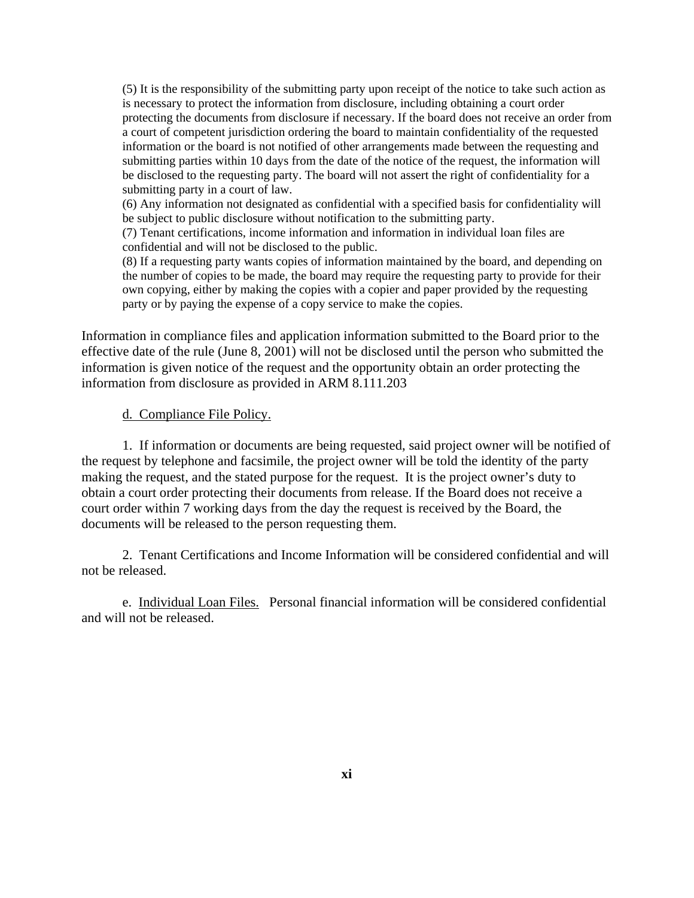(5) It is the responsibility of the submitting party upon receipt of the notice to take such action as is necessary to protect the information from disclosure, including obtaining a court order protecting the documents from disclosure if necessary. If the board does not receive an order from a court of competent jurisdiction ordering the board to maintain confidentiality of the requested information or the board is not notified of other arrangements made between the requesting and submitting parties within 10 days from the date of the notice of the request, the information will be disclosed to the requesting party. The board will not assert the right of confidentiality for a submitting party in a court of law.

(6) Any information not designated as confidential with a specified basis for confidentiality will be subject to public disclosure without notification to the submitting party.

(7) Tenant certifications, income information and information in individual loan files are confidential and will not be disclosed to the public.

(8) If a requesting party wants copies of information maintained by the board, and depending on the number of copies to be made, the board may require the requesting party to provide for their own copying, either by making the copies with a copier and paper provided by the requesting party or by paying the expense of a copy service to make the copies.

Information in compliance files and application information submitted to the Board prior to the effective date of the rule (June 8, 2001) will not be disclosed until the person who submitted the information is given notice of the request and the opportunity obtain an order protecting the information from disclosure as provided in ARM 8.111.203

d. <u>Compliance File Policy.</u>

1. If information or documents are being requested, said project owner will be notified of the request by telephone and facsimile, the project owner will be told the identity of the party making the request, and the stated purpose for the request. It is the project owner's duty to obtain a court order protecting their documents from release. If the Board does not receive a court order within 7 working days from the day the request is received by the Board, the documents will be released to the person requesting them.

2. Tenant Certifications and Income Information will be considered confidential and will not be released.

e. <u>Individual Loan Files.</u> Personal financial information will be considered confidential and will not be released.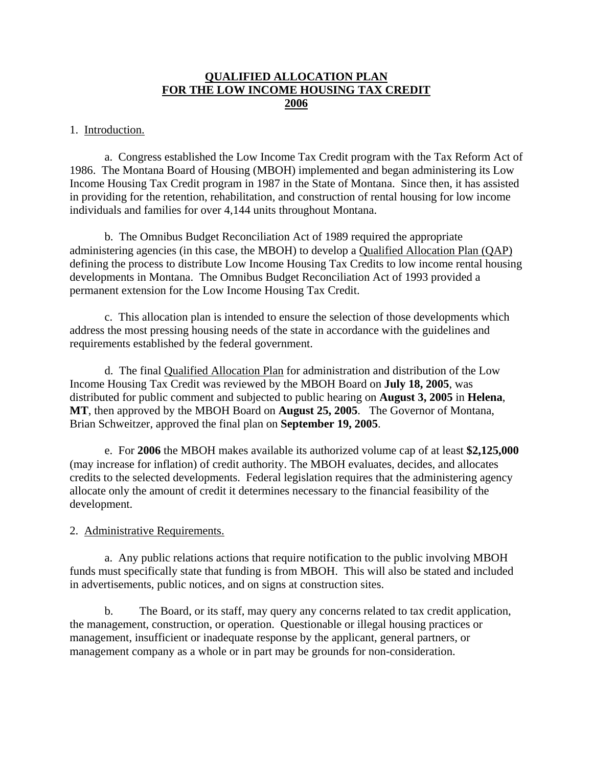# QUALIFIED ALLOCATION PLAN FOR THE LOW INCOME HOUSING TAX CREDIT 2006

1. Introduction.

a. Congress established the Low Income Tax Credit program with the Tax Reform Act of 1986. The Montana Board of Housing (MBOH) implemented and began administering its Low Income Housing Tax Credit program in 1987 in the State of Montana. Since then, it has assisted in providing for the retention, rehabilitation, and construction of rental housing for low income individuals and families for over 4,144 units throughout Montana.

b. The Omnibus Budget Reconciliation Act of 1989 required the appropriate administering agencies (in this case, the MBOH) to develop a Qualified Allocation Plan (QAP) defining the process to distribute Low Income Housing Tax Credits to low income rental housing developments in Montana. The Omnibus Budget Reconciliation Act of 1993 provided a permanent extension for the Low Income Housing Tax Credit.

c. This allocation plan is intended to ensure the selection of those developments which address the most pressing housing needs of the state in accordance with the guidelines and requirements established by the federal government.

d. The final Qualified Allocation Plan for administration and distribution of the Low Income Housing Tax Credit was reviewed by the MBOH Board on **July 18, 2005**, was distributed for public comment and subjected to public hearing on **August 3, 2005** in **Helena**, **MT**, then approved by the MBOH Board on **August 25, 2005**. The Governor of Montana, Brian Schweitzer, approved the final plan on **September 19, 2005**.

e. For **2006** the MBOH makes available its authorized volume cap of at least **$2,125,000** (may increase for inflation) of credit authority. The MBOH evaluates, decides, and allocates credits to the selected developments. Federal legislation requires that the administering agency allocate only the amount of credit it determines necessary to the financial feasibility of the development.

2. Administrative Requirements.

a. Any public relations actions that require notification to the public involving MBOH funds must specifically state that funding is from MBOH. This will also be stated and included in advertisements, public notices, and on signs at construction sites.

b. The Board, or its staff, may query any concerns related to tax credit application, the management, construction, or operation. Questionable or illegal housing practices or management, insufficient or inadequate response by the applicant, general partners, or management company as a whole or in part may be grounds for non-consideration.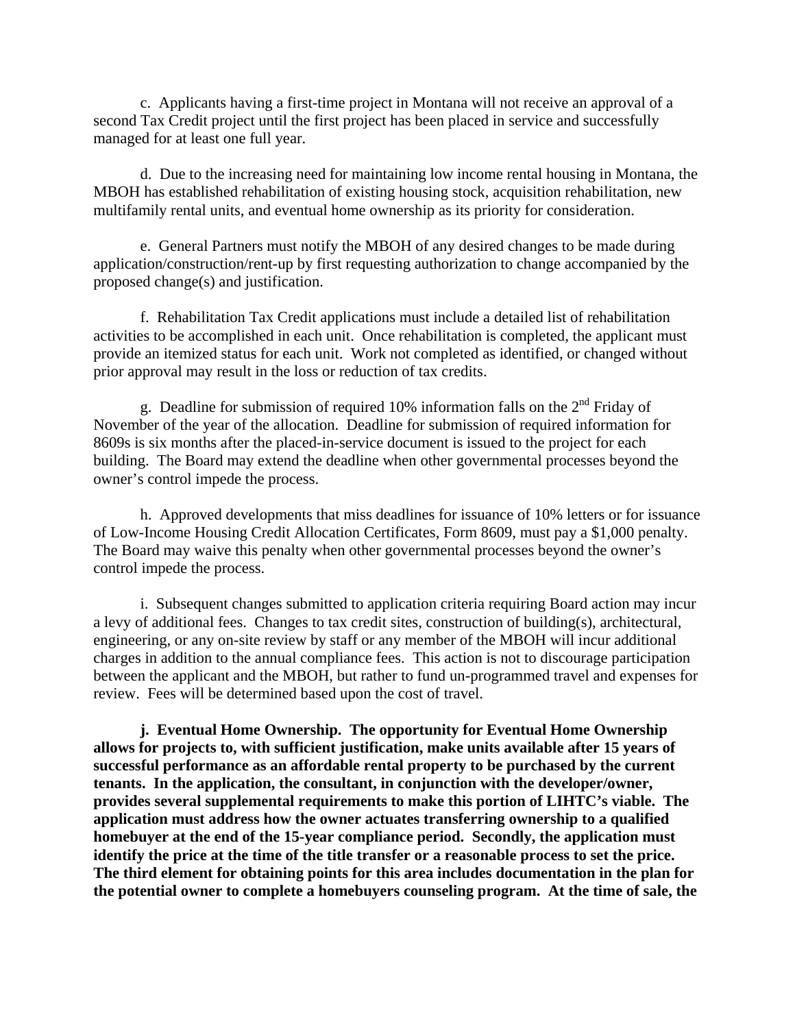c. Applicants having a first-time project in Montana will not receive an approval of a second Tax Credit project until the first project has been placed in service and successfully managed for at least one full year.

d. Due to the increasing need for maintaining low income rental housing in Montana, the MBOH has established rehabilitation of existing housing stock, acquisition rehabilitation, new multifamily rental units, and eventual home ownership as its priority for consideration.

e. General Partners must notify the MBOH of any desired changes to be made during application/construction/rent-up by first requesting authorization to change accompanied by the proposed change(s) and justification.

f. Rehabilitation Tax Credit applications must include a detailed list of rehabilitation activities to be accomplished in each unit. Once rehabilitation is completed, the applicant must provide an itemized status for each unit. Work not completed as identified, or changed without prior approval may result in the loss or reduction of tax credits.

g. Deadline for submission of required 10% information falls on the 2nd Friday of November of the year of the allocation. Deadline for submission of required information for 8609s is six months after the placed-in-service document is issued to the project for each building. The Board may extend the deadline when other governmental processes beyond the owner's control impede the process.

h. Approved developments that miss deadlines for issuance of 10% letters or for issuance of Low-Income Housing Credit Allocation Certificates, Form 8609, must pay a $1,000 penalty. The Board may waive this penalty when other governmental processes beyond the owner's control impede the process.

i. Subsequent changes submitted to application criteria requiring Board action may incur a levy of additional fees. Changes to tax credit sites, construction of building(s), architectural, engineering, or any on-site review by staff or any member of the MBOH will incur additional charges in addition to the annual compliance fees. This action is not to discourage participation between the applicant and the MBOH, but rather to fund un-programmed travel and expenses for review. Fees will be determined based upon the cost of travel.

**j. Eventual Home Ownership. The opportunity for Eventual Home Ownership allows for projects to, with sufficient justification, make units available after 15 years of successful performance as an affordable rental property to be purchased by the current tenants. In the application, the consultant, in conjunction with the developer/owner, provides several supplemental requirements to make this portion of LIHTC's viable. The application must address how the owner actuates transferring ownership to a qualified homebuyer at the end of the 15-year compliance period. Secondly, the application must identify the price at the time of the title transfer or a reasonable process to set the price. The third element for obtaining points for this area includes documentation in the plan for the potential owner to complete a homebuyers counseling program. At the time of sale, the**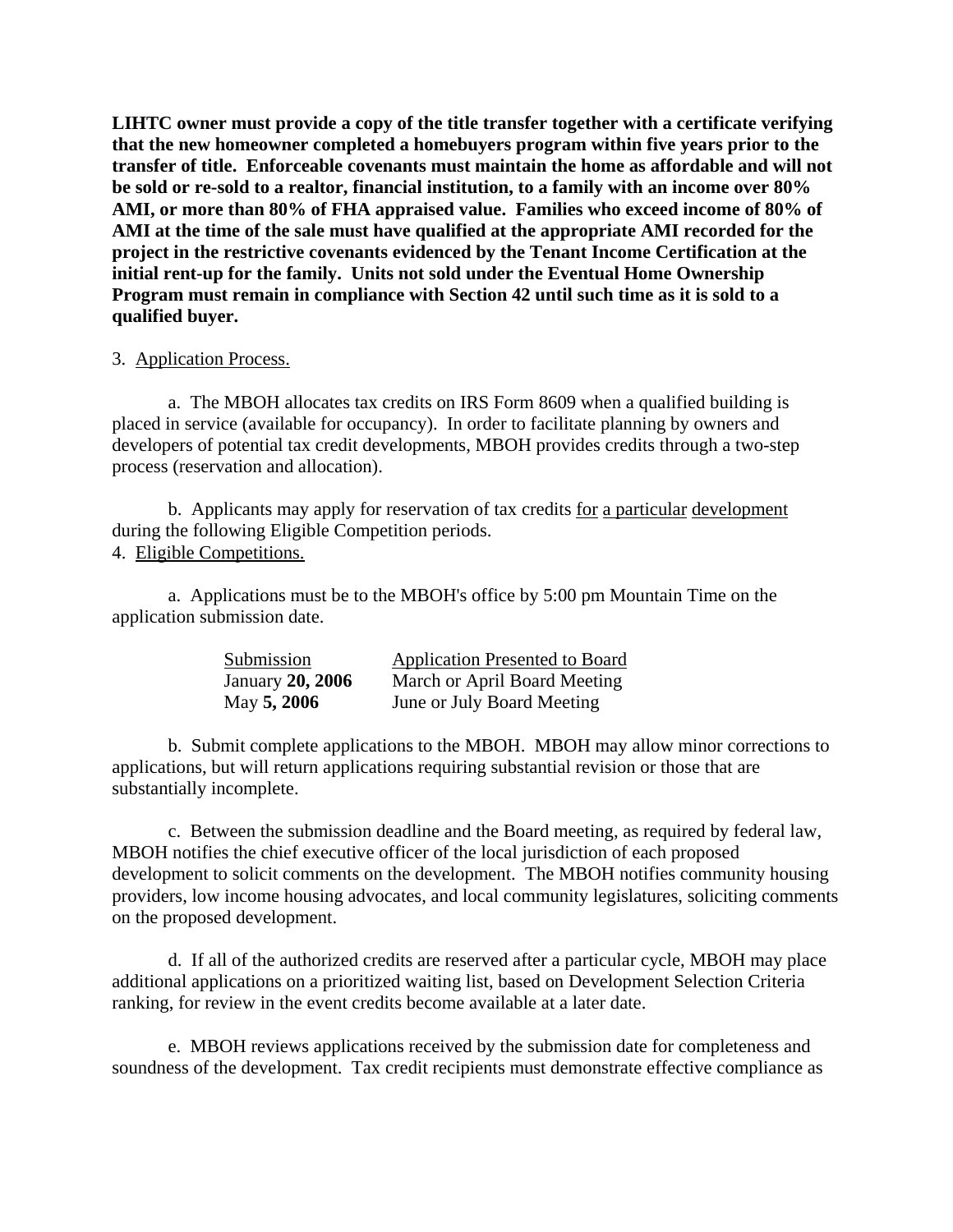**LIHTC owner must provide a copy of the title transfer together with a certificate verifying that the new homeowner completed a homebuyers program within five years prior to the transfer of title. Enforceable covenants must maintain the home as affordable and will not be sold or re-sold to a realtor, financial institution, to a family with an income over 80% AMI, or more than 80% of FHA appraised value. Families who exceed income of 80% of AMI at the time of the sale must have qualified at the appropriate AMI recorded for the project in the restrictive covenants evidenced by the Tenant Income Certification at the initial rent-up for the family. Units not sold under the Eventual Home Ownership Program must remain in compliance with Section 42 until such time as it is sold to a qualified buyer.**

3. Application Process.

a. The MBOH allocates tax credits on IRS Form 8609 when a qualified building is placed in service (available for occupancy). In order to facilitate planning by owners and developers of potential tax credit developments, MBOH provides credits through a two-step process (reservation and allocation).

b. Applicants may apply for reservation of tax credits for a particular development during the following Eligible Competition periods.

4. Eligible Competitions.

a. Applications must be to the MBOH's office by 5:00 pm Mountain Time on the application submission date.

| Submission | Application Presented to Board |
|---|---|
| January **20, 2006** | March or April Board Meeting |
| May **5, 2006** | June or July Board Meeting |

b. Submit complete applications to the MBOH. MBOH may allow minor corrections to applications, but will return applications requiring substantial revision or those that are substantially incomplete.

c. Between the submission deadline and the Board meeting, as required by federal law, MBOH notifies the chief executive officer of the local jurisdiction of each proposed development to solicit comments on the development. The MBOH notifies community housing providers, low income housing advocates, and local community legislatures, soliciting comments on the proposed development.

d. If all of the authorized credits are reserved after a particular cycle, MBOH may place additional applications on a prioritized waiting list, based on Development Selection Criteria ranking, for review in the event credits become available at a later date.

e. MBOH reviews applications received by the submission date for completeness and soundness of the development. Tax credit recipients must demonstrate effective compliance as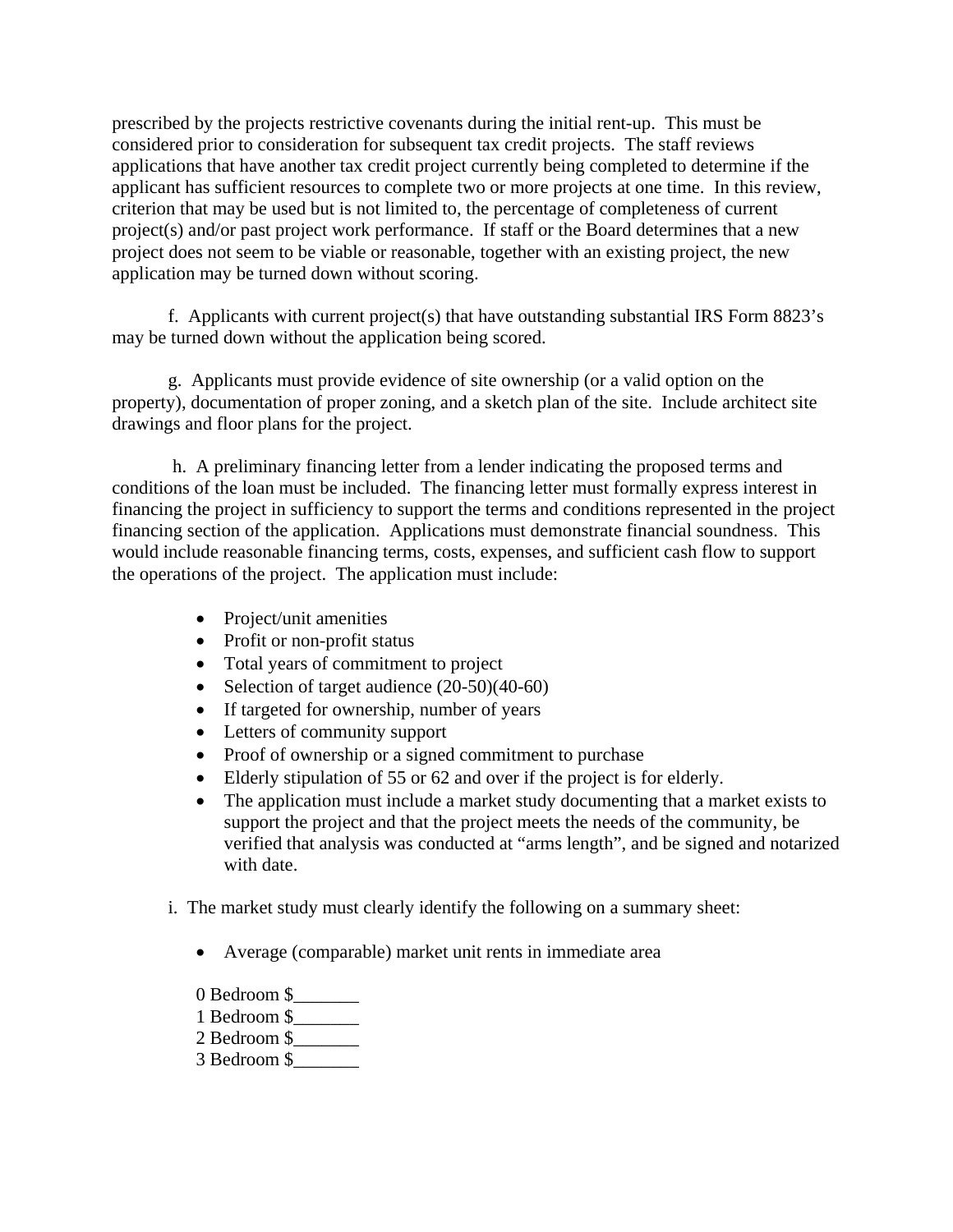prescribed by the projects restrictive covenants during the initial rent-up. This must be considered prior to consideration for subsequent tax credit projects. The staff reviews applications that have another tax credit project currently being completed to determine if the applicant has sufficient resources to complete two or more projects at one time. In this review, criterion that may be used but is not limited to, the percentage of completeness of current project(s) and/or past project work performance. If staff or the Board determines that a new project does not seem to be viable or reasonable, together with an existing project, the new application may be turned down without scoring.

f. Applicants with current project(s) that have outstanding substantial IRS Form 8823's may be turned down without the application being scored.

g. Applicants must provide evidence of site ownership (or a valid option on the property), documentation of proper zoning, and a sketch plan of the site. Include architect site drawings and floor plans for the project.

h. A preliminary financing letter from a lender indicating the proposed terms and conditions of the loan must be included. The financing letter must formally express interest in financing the project in sufficiency to support the terms and conditions represented in the project financing section of the application. Applications must demonstrate financial soundness. This would include reasonable financing terms, costs, expenses, and sufficient cash flow to support the operations of the project. The application must include:

- Project/unit amenities
- Profit or non-profit status
- Total years of commitment to project
- Selection of target audience (20-50)(40-60)
- If targeted for ownership, number of years
- Letters of community support
- Proof of ownership or a signed commitment to purchase
- Elderly stipulation of 55 or 62 and over if the project is for elderly.
- The application must include a market study documenting that a market exists to support the project and that the project meets the needs of the community, be verified that analysis was conducted at "arms length", and be signed and notarized with date.

i. The market study must clearly identify the following on a summary sheet:

- Average (comparable) market unit rents in immediate area

  0 Bedroom $_______
  1 Bedroom $_______
  2 Bedroom $_______
  3 Bedroom $_______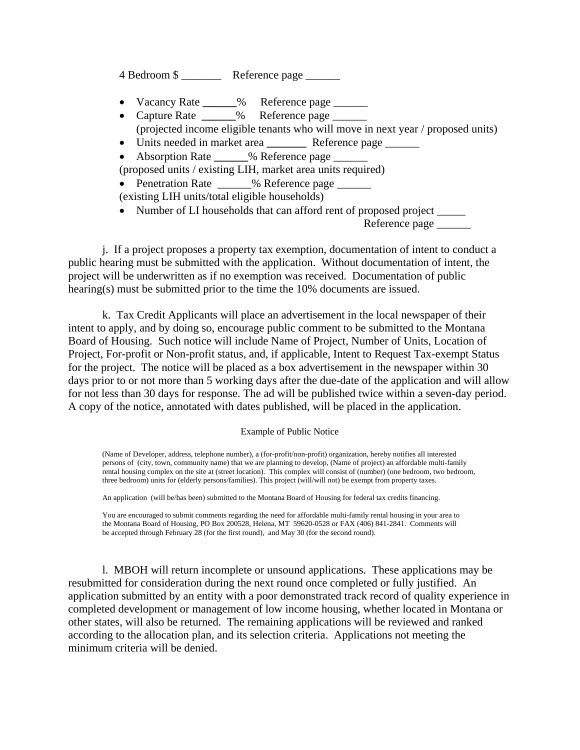4 Bedroom $ _______ Reference page ______

- Vacancy Rate ______% Reference page ______
- Capture Rate ______% Reference page ______
  (projected income eligible tenants who will move in next year / proposed units)
- Units needed in market area _______ Reference page ______
- Absorption Rate ______% Reference page ______
  (proposed units / existing LIH, market area units required)
- Penetration Rate ______% Reference page ______
  (existing LIH units/total eligible households)
- Number of LI households that can afford rent of proposed project _____
  Reference page ______

j. If a project proposes a property tax exemption, documentation of intent to conduct a public hearing must be submitted with the application. Without documentation of intent, the project will be underwritten as if no exemption was received. Documentation of public hearing(s) must be submitted prior to the time the 10% documents are issued.

k. Tax Credit Applicants will place an advertisement in the local newspaper of their intent to apply, and by doing so, encourage public comment to be submitted to the Montana Board of Housing. Such notice will include Name of Project, Number of Units, Location of Project, For-profit or Non-profit status, and, if applicable, Intent to Request Tax-exempt Status for the project. The notice will be placed as a box advertisement in the newspaper within 30 days prior to or not more than 5 working days after the due-date of the application and will allow for not less than 30 days for response. The ad will be published twice within a seven-day period. A copy of the notice, annotated with dates published, will be placed in the application.

Example of Public Notice

(Name of Developer, address, telephone number), a (for-profit/non-profit) organization, hereby notifies all interested persons of (city, town, community name) that we are planning to develop, (Name of project) an affordable multi-family rental housing complex on the site at (street location). This complex will consist of (number) (one bedroom, two bedroom, three bedroom) units for (elderly persons/families). This project (will/will not) be exempt from property taxes.

An application (will be/has been) submitted to the Montana Board of Housing for federal tax credits financing.

You are encouraged to submit comments regarding the need for affordable multi-family rental housing in your area to the Montana Board of Housing, PO Box 200528, Helena, MT 59620-0528 or FAX (406) 841-2841. Comments will be accepted through February 28 (for the first round), and May 30 (for the second round).

l. MBOH will return incomplete or unsound applications. These applications may be resubmitted for consideration during the next round once completed or fully justified. An application submitted by an entity with a poor demonstrated track record of quality experience in completed development or management of low income housing, whether located in Montana or other states, will also be returned. The remaining applications will be reviewed and ranked according to the allocation plan, and its selection criteria. Applications not meeting the minimum criteria will be denied.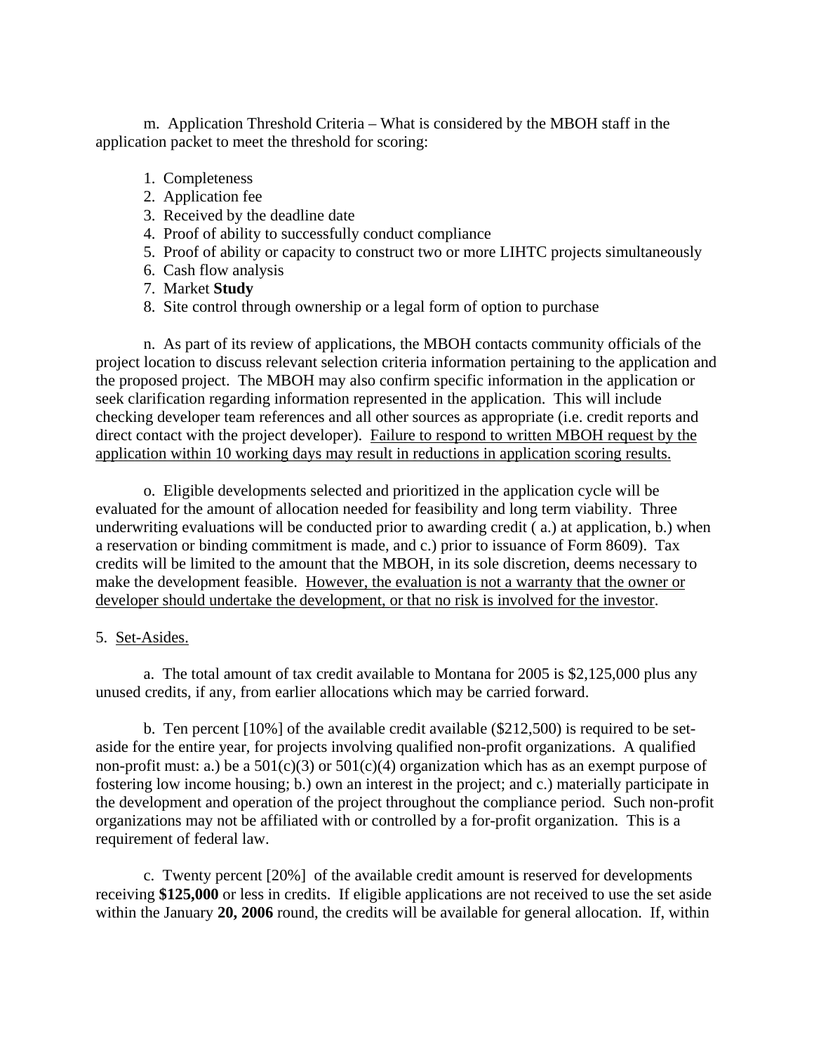m. Application Threshold Criteria – What is considered by the MBOH staff in the application packet to meet the threshold for scoring:

1. Completeness
2. Application fee
3. Received by the deadline date
4. Proof of ability to successfully conduct compliance
5. Proof of ability or capacity to construct two or more LIHTC projects simultaneously
6. Cash flow analysis
7. Market **Study**
8. Site control through ownership or a legal form of option to purchase

n. As part of its review of applications, the MBOH contacts community officials of the project location to discuss relevant selection criteria information pertaining to the application and the proposed project. The MBOH may also confirm specific information in the application or seek clarification regarding information represented in the application. This will include checking developer team references and all other sources as appropriate (i.e. credit reports and direct contact with the project developer). <u>Failure to respond to written MBOH request by the application within 10 working days may result in reductions in application scoring results.</u>

o. Eligible developments selected and prioritized in the application cycle will be evaluated for the amount of allocation needed for feasibility and long term viability. Three underwriting evaluations will be conducted prior to awarding credit ( a.) at application, b.) when a reservation or binding commitment is made, and c.) prior to issuance of Form 8609). Tax credits will be limited to the amount that the MBOH, in its sole discretion, deems necessary to make the development feasible. <u>However, the evaluation is not a warranty that the owner or developer should undertake the development, or that no risk is involved for the investor</u>.

5. <u>Set-Asides.</u>

a. The total amount of tax credit available to Montana for 2005 is $2,125,000 plus any unused credits, if any, from earlier allocations which may be carried forward.

b. Ten percent [10%] of the available credit available ($212,500) is required to be set-aside for the entire year, for projects involving qualified non-profit organizations. A qualified non-profit must: a.) be a 501(c)(3) or 501(c)(4) organization which has as an exempt purpose of fostering low income housing; b.) own an interest in the project; and c.) materially participate in the development and operation of the project throughout the compliance period. Such non-profit organizations may not be affiliated with or controlled by a for-profit organization. This is a requirement of federal law.

c. Twenty percent [20%] of the available credit amount is reserved for developments receiving **$125,000** or less in credits. If eligible applications are not received to use the set aside within the January **20, 2006** round, the credits will be available for general allocation. If, within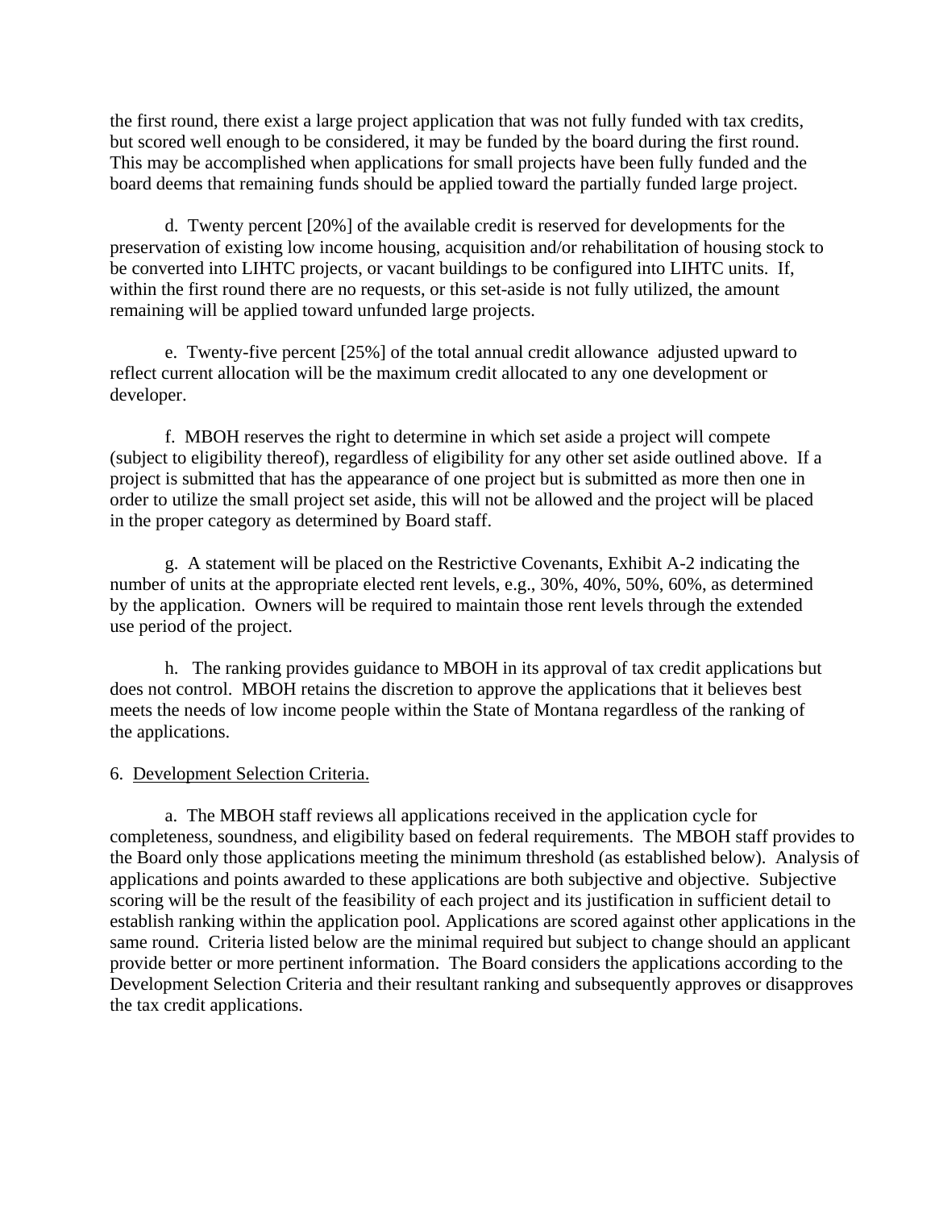the first round, there exist a large project application that was not fully funded with tax credits, but scored well enough to be considered, it may be funded by the board during the first round. This may be accomplished when applications for small projects have been fully funded and the board deems that remaining funds should be applied toward the partially funded large project.

d. Twenty percent [20%] of the available credit is reserved for developments for the preservation of existing low income housing, acquisition and/or rehabilitation of housing stock to be converted into LIHTC projects, or vacant buildings to be configured into LIHTC units. If, within the first round there are no requests, or this set-aside is not fully utilized, the amount remaining will be applied toward unfunded large projects.

e. Twenty-five percent [25%] of the total annual credit allowance adjusted upward to reflect current allocation will be the maximum credit allocated to any one development or developer.

f. MBOH reserves the right to determine in which set aside a project will compete (subject to eligibility thereof), regardless of eligibility for any other set aside outlined above. If a project is submitted that has the appearance of one project but is submitted as more then one in order to utilize the small project set aside, this will not be allowed and the project will be placed in the proper category as determined by Board staff.

g. A statement will be placed on the Restrictive Covenants, Exhibit A-2 indicating the number of units at the appropriate elected rent levels, e.g., 30%, 40%, 50%, 60%, as determined by the application. Owners will be required to maintain those rent levels through the extended use period of the project.

h. The ranking provides guidance to MBOH in its approval of tax credit applications but does not control. MBOH retains the discretion to approve the applications that it believes best meets the needs of low income people within the State of Montana regardless of the ranking of the applications.

6. Development Selection Criteria.

a. The MBOH staff reviews all applications received in the application cycle for completeness, soundness, and eligibility based on federal requirements. The MBOH staff provides to the Board only those applications meeting the minimum threshold (as established below). Analysis of applications and points awarded to these applications are both subjective and objective. Subjective scoring will be the result of the feasibility of each project and its justification in sufficient detail to establish ranking within the application pool. Applications are scored against other applications in the same round. Criteria listed below are the minimal required but subject to change should an applicant provide better or more pertinent information. The Board considers the applications according to the Development Selection Criteria and their resultant ranking and subsequently approves or disapproves the tax credit applications.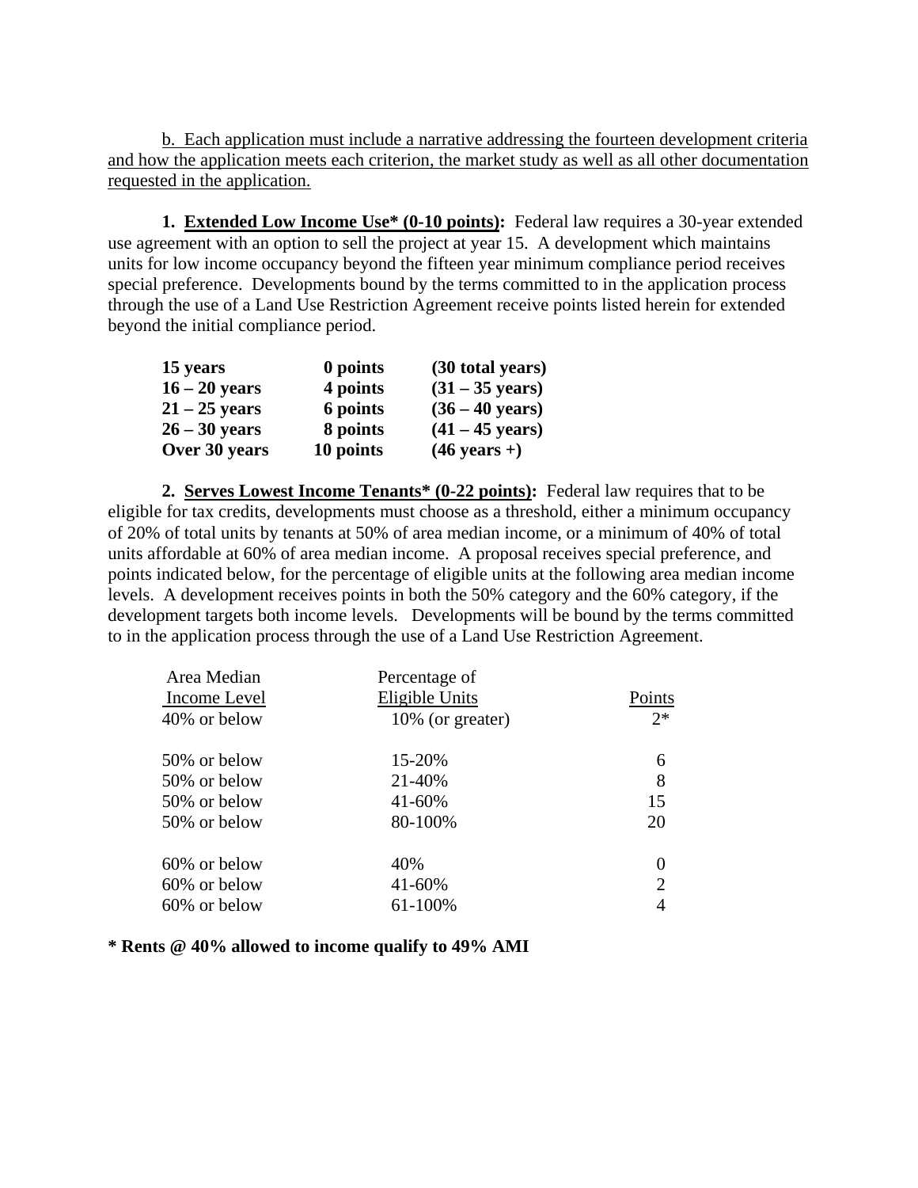b. Each application must include a narrative addressing the fourteen development criteria and how the application meets each criterion, the market study as well as all other documentation requested in the application.

**1. Extended Low Income Use* (0-10 points):** Federal law requires a 30-year extended use agreement with an option to sell the project at year 15. A development which maintains units for low income occupancy beyond the fifteen year minimum compliance period receives special preference. Developments bound by the terms committed to in the application process through the use of a Land Use Restriction Agreement receive points listed herein for extended beyond the initial compliance period.

| | | |
|---|---|---|
| **15 years** | **0 points** | **(30 total years)** |
| **16 – 20 years** | **4 points** | **(31 – 35 years)** |
| **21 – 25 years** | **6 points** | **(36 – 40 years)** |
| **26 – 30 years** | **8 points** | **(41 – 45 years)** |
| **Over 30 years** | **10 points** | **(46 years +)** |

**2. Serves Lowest Income Tenants* (0-22 points):** Federal law requires that to be eligible for tax credits, developments must choose as a threshold, either a minimum occupancy of 20% of total units by tenants at 50% of area median income, or a minimum of 40% of total units affordable at 60% of area median income. A proposal receives special preference, and points indicated below, for the percentage of eligible units at the following area median income levels. A development receives points in both the 50% category and the 60% category, if the development targets both income levels. Developments will be bound by the terms committed to in the application process through the use of a Land Use Restriction Agreement.

| Area Median Income Level | Percentage of Eligible Units | Points |
|---|---|---|
| 40% or below | 10% (or greater) | 2* |
| 50% or below | 15-20% | 6 |
| 50% or below | 21-40% | 8 |
| 50% or below | 41-60% | 15 |
| 50% or below | 80-100% | 20 |
| 60% or below | 40% | 0 |
| 60% or below | 41-60% | 2 |
| 60% or below | 61-100% | 4 |

**\* Rents @ 40% allowed to income qualify to 49% AMI**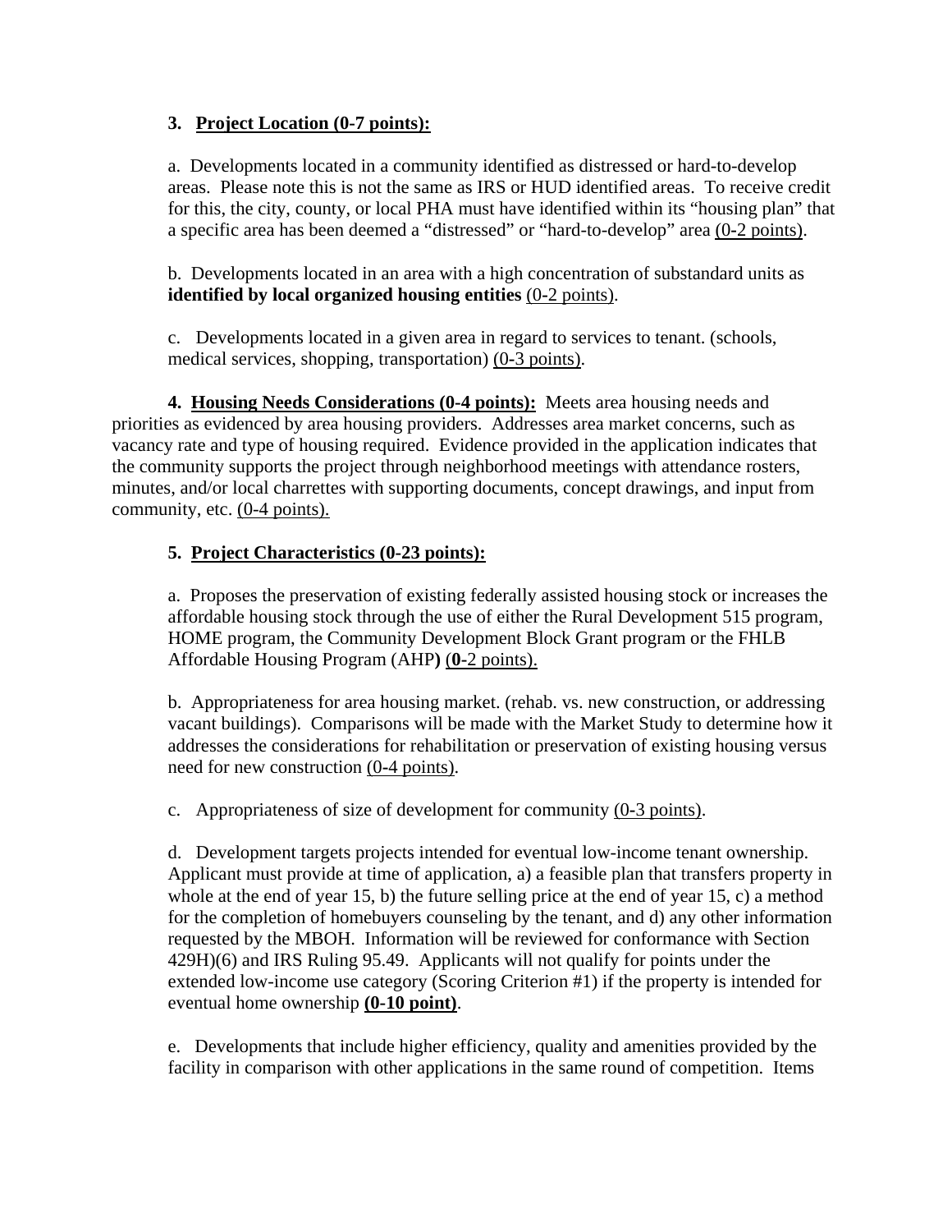**3. <u>Project Location (0-7 points):</u>**

a. Developments located in a community identified as distressed or hard-to-develop areas. Please note this is not the same as IRS or HUD identified areas. To receive credit for this, the city, county, or local PHA must have identified within its "housing plan" that a specific area has been deemed a "distressed" or "hard-to-develop" area <u>(0-2 points)</u>.

b. Developments located in an area with a high concentration of substandard units as **identified by local organized housing entities** <u>(0-2 points)</u>.

c. Developments located in a given area in regard to services to tenant. (schools, medical services, shopping, transportation) <u>(0-3 points)</u>.

**4. <u>Housing Needs Considerations (0-4 points):</u>** Meets area housing needs and priorities as evidenced by area housing providers. Addresses area market concerns, such as vacancy rate and type of housing required. Evidence provided in the application indicates that the community supports the project through neighborhood meetings with attendance rosters, minutes, and/or local charrettes with supporting documents, concept drawings, and input from community, etc. <u>(0-4 points).</u>

**5. <u>Project Characteristics (0-23 points):</u>**

a. Proposes the preservation of existing federally assisted housing stock or increases the affordable housing stock through the use of either the Rural Development 515 program, HOME program, the Community Development Block Grant program or the FHLB Affordable Housing Program (AHP**)** <u>(**0**-2 points).</u>

b. Appropriateness for area housing market. (rehab. vs. new construction, or addressing vacant buildings). Comparisons will be made with the Market Study to determine how it addresses the considerations for rehabilitation or preservation of existing housing versus need for new construction <u>(0-4 points)</u>.

c. Appropriateness of size of development for community <u>(0-3 points)</u>.

d. Development targets projects intended for eventual low-income tenant ownership. Applicant must provide at time of application, a) a feasible plan that transfers property in whole at the end of year 15, b) the future selling price at the end of year 15, c) a method for the completion of homebuyers counseling by the tenant, and d) any other information requested by the MBOH. Information will be reviewed for conformance with Section 429H)(6) and IRS Ruling 95.49. Applicants will not qualify for points under the extended low-income use category (Scoring Criterion #1) if the property is intended for eventual home ownership **<u>(0-10 point)</u>**.

e. Developments that include higher efficiency, quality and amenities provided by the facility in comparison with other applications in the same round of competition. Items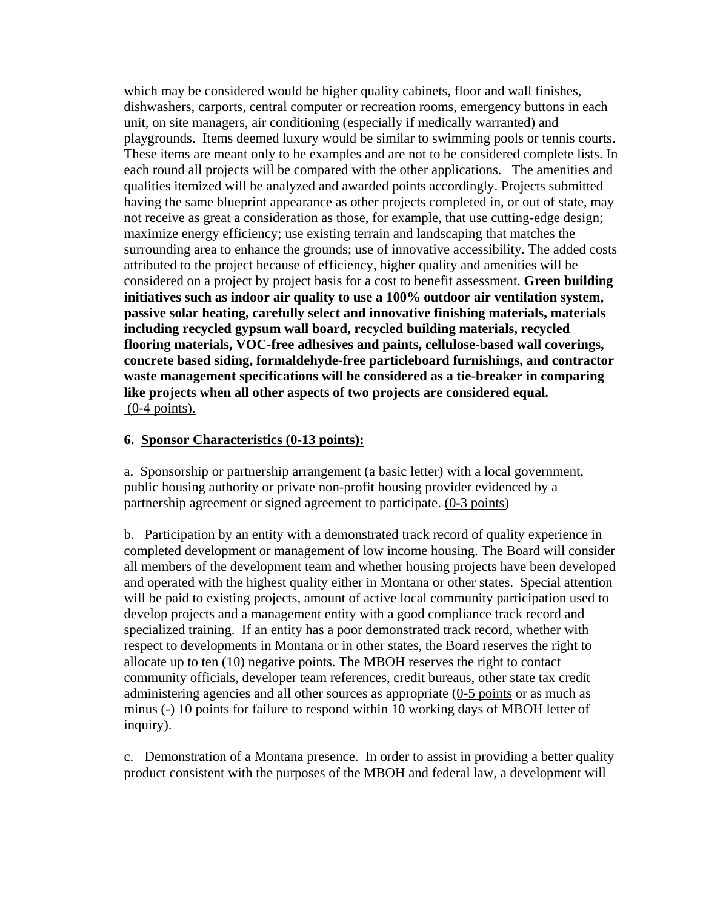which may be considered would be higher quality cabinets, floor and wall finishes, dishwashers, carports, central computer or recreation rooms, emergency buttons in each unit, on site managers, air conditioning (especially if medically warranted) and playgrounds. Items deemed luxury would be similar to swimming pools or tennis courts. These items are meant only to be examples and are not to be considered complete lists. In each round all projects will be compared with the other applications. The amenities and qualities itemized will be analyzed and awarded points accordingly. Projects submitted having the same blueprint appearance as other projects completed in, or out of state, may not receive as great a consideration as those, for example, that use cutting-edge design; maximize energy efficiency; use existing terrain and landscaping that matches the surrounding area to enhance the grounds; use of innovative accessibility. The added costs attributed to the project because of efficiency, higher quality and amenities will be considered on a project by project basis for a cost to benefit assessment. **Green building initiatives such as indoor air quality to use a 100% outdoor air ventilation system, passive solar heating, carefully select and innovative finishing materials, materials including recycled gypsum wall board, recycled building materials, recycled flooring materials, VOC-free adhesives and paints, cellulose-based wall coverings, concrete based siding, formaldehyde-free particleboard furnishings, and contractor waste management specifications will be considered as a tie-breaker in comparing like projects when all other aspects of two projects are considered equal.** (0-4 points).

**6. Sponsor Characteristics (0-13 points):**

a. Sponsorship or partnership arrangement (a basic letter) with a local government, public housing authority or private non-profit housing provider evidenced by a partnership agreement or signed agreement to participate. (0-3 points)

b. Participation by an entity with a demonstrated track record of quality experience in completed development or management of low income housing. The Board will consider all members of the development team and whether housing projects have been developed and operated with the highest quality either in Montana or other states. Special attention will be paid to existing projects, amount of active local community participation used to develop projects and a management entity with a good compliance track record and specialized training. If an entity has a poor demonstrated track record, whether with respect to developments in Montana or in other states, the Board reserves the right to allocate up to ten (10) negative points. The MBOH reserves the right to contact community officials, developer team references, credit bureaus, other state tax credit administering agencies and all other sources as appropriate (0-5 points or as much as minus (-) 10 points for failure to respond within 10 working days of MBOH letter of inquiry).

c. Demonstration of a Montana presence. In order to assist in providing a better quality product consistent with the purposes of the MBOH and federal law, a development will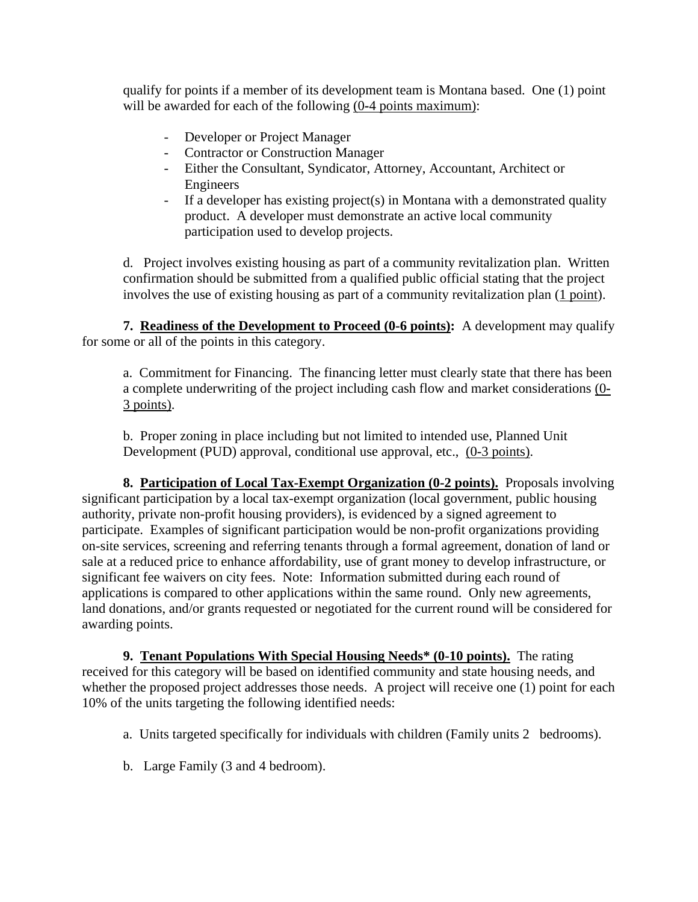qualify for points if a member of its development team is Montana based. One (1) point will be awarded for each of the following (0-4 points maximum):

- Developer or Project Manager
- Contractor or Construction Manager
- Either the Consultant, Syndicator, Attorney, Accountant, Architect or Engineers
- If a developer has existing project(s) in Montana with a demonstrated quality product. A developer must demonstrate an active local community participation used to develop projects.

d. Project involves existing housing as part of a community revitalization plan. Written confirmation should be submitted from a qualified public official stating that the project involves the use of existing housing as part of a community revitalization plan (1 point).

**7. Readiness of the Development to Proceed (0-6 points):** A development may qualify for some or all of the points in this category.

a. Commitment for Financing. The financing letter must clearly state that there has been a complete underwriting of the project including cash flow and market considerations (0-3 points).

b. Proper zoning in place including but not limited to intended use, Planned Unit Development (PUD) approval, conditional use approval, etc., (0-3 points).

**8. Participation of Local Tax-Exempt Organization (0-2 points).** Proposals involving significant participation by a local tax-exempt organization (local government, public housing authority, private non-profit housing providers), is evidenced by a signed agreement to participate. Examples of significant participation would be non-profit organizations providing on-site services, screening and referring tenants through a formal agreement, donation of land or sale at a reduced price to enhance affordability, use of grant money to develop infrastructure, or significant fee waivers on city fees. Note: Information submitted during each round of applications is compared to other applications within the same round. Only new agreements, land donations, and/or grants requested or negotiated for the current round will be considered for awarding points.

**9. Tenant Populations With Special Housing Needs* (0-10 points).** The rating received for this category will be based on identified community and state housing needs, and whether the proposed project addresses those needs. A project will receive one (1) point for each 10% of the units targeting the following identified needs:

a. Units targeted specifically for individuals with children (Family units 2 bedrooms).

b. Large Family (3 and 4 bedroom).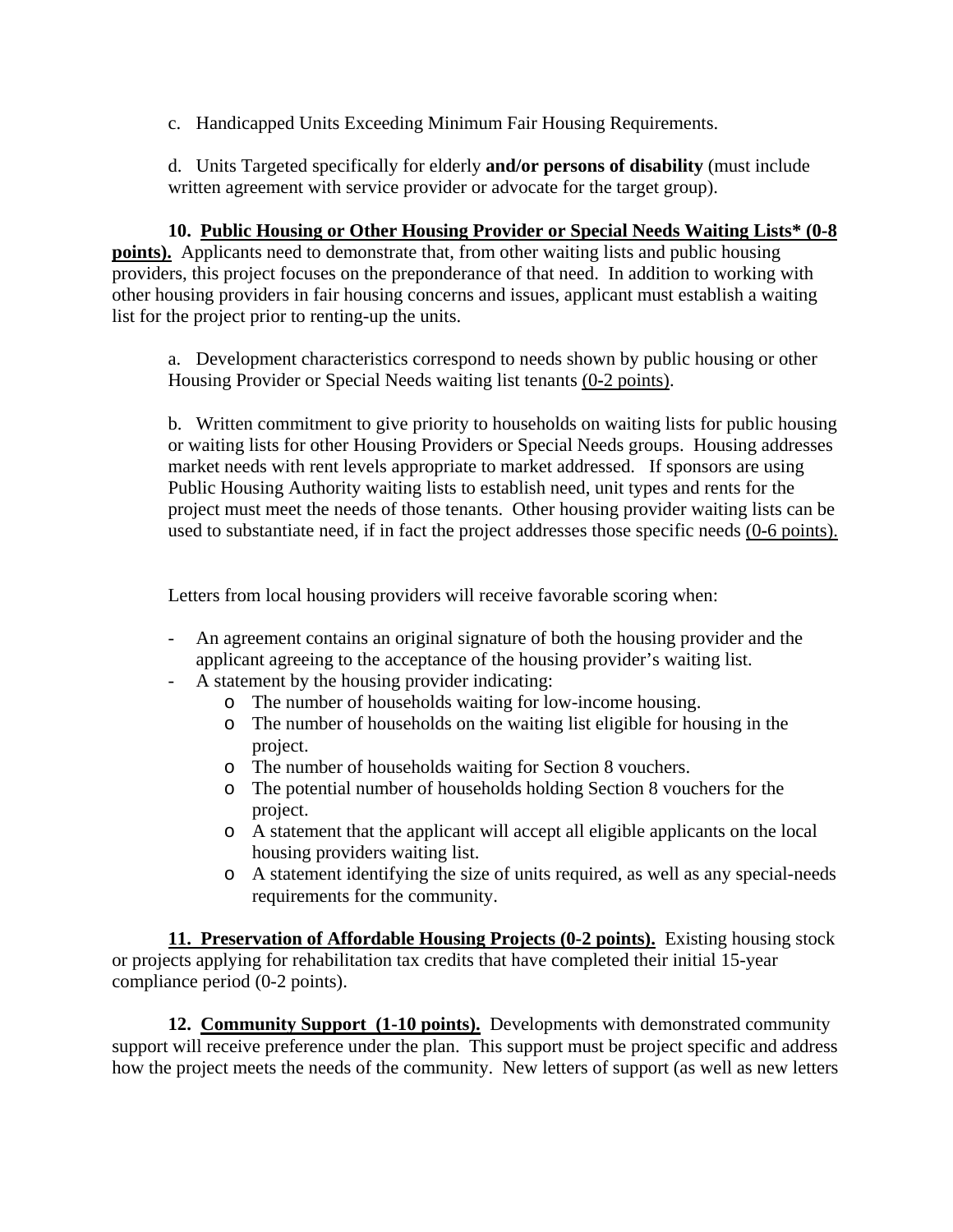c. Handicapped Units Exceeding Minimum Fair Housing Requirements.

d. Units Targeted specifically for elderly **and/or persons of disability** (must include written agreement with service provider or advocate for the target group).

**10. <u>Public Housing or Other Housing Provider or Special Needs Waiting Lists* (0-8 points).</u>** Applicants need to demonstrate that, from other waiting lists and public housing providers, this project focuses on the preponderance of that need. In addition to working with other housing providers in fair housing concerns and issues, applicant must establish a waiting list for the project prior to renting-up the units.

a. Development characteristics correspond to needs shown by public housing or other Housing Provider or Special Needs waiting list tenants <u>(0-2 points)</u>.

b. Written commitment to give priority to households on waiting lists for public housing or waiting lists for other Housing Providers or Special Needs groups. Housing addresses market needs with rent levels appropriate to market addressed. If sponsors are using Public Housing Authority waiting lists to establish need, unit types and rents for the project must meet the needs of those tenants. Other housing provider waiting lists can be used to substantiate need, if in fact the project addresses those specific needs <u>(0-6 points).</u>

Letters from local housing providers will receive favorable scoring when:

- An agreement contains an original signature of both the housing provider and the applicant agreeing to the acceptance of the housing provider's waiting list.
- A statement by the housing provider indicating:
  - The number of households waiting for low-income housing.
  - The number of households on the waiting list eligible for housing in the project.
  - The number of households waiting for Section 8 vouchers.
  - The potential number of households holding Section 8 vouchers for the project.
  - A statement that the applicant will accept all eligible applicants on the local housing providers waiting list.
  - A statement identifying the size of units required, as well as any special-needs requirements for the community.

**11. <u>Preservation of Affordable Housing Projects (0-2 points).</u>** Existing housing stock or projects applying for rehabilitation tax credits that have completed their initial 15-year compliance period (0-2 points).

**12. <u>Community Support (1-10 points).</u>** Developments with demonstrated community support will receive preference under the plan. This support must be project specific and address how the project meets the needs of the community. New letters of support (as well as new letters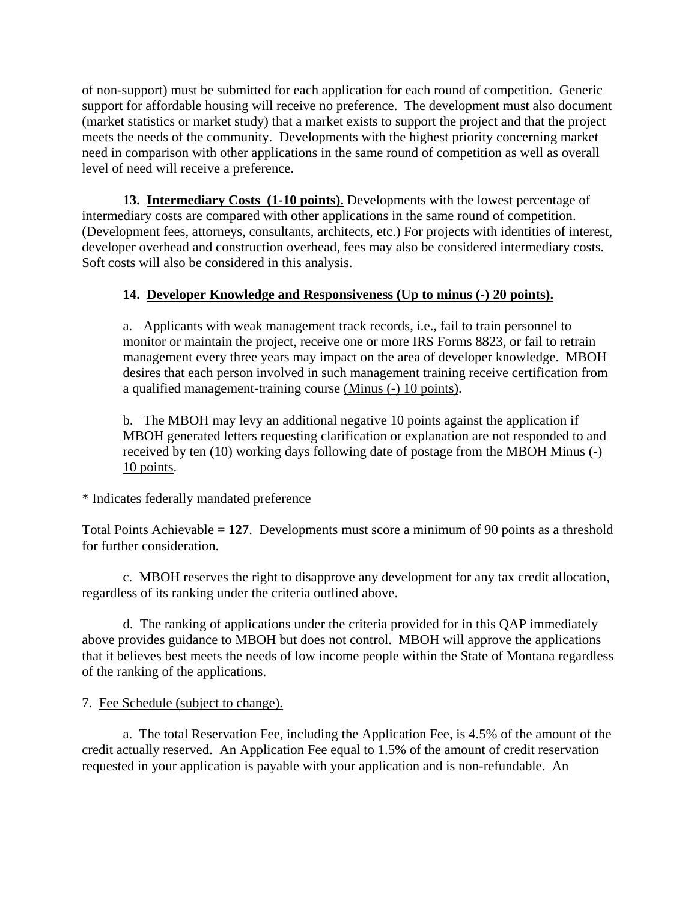of non-support) must be submitted for each application for each round of competition. Generic support for affordable housing will receive no preference. The development must also document (market statistics or market study) that a market exists to support the project and that the project meets the needs of the community. Developments with the highest priority concerning market need in comparison with other applications in the same round of competition as well as overall level of need will receive a preference.

**13. Intermediary Costs (1-10 points).** Developments with the lowest percentage of intermediary costs are compared with other applications in the same round of competition. (Development fees, attorneys, consultants, architects, etc.) For projects with identities of interest, developer overhead and construction overhead, fees may also be considered intermediary costs. Soft costs will also be considered in this analysis.

**14. Developer Knowledge and Responsiveness (Up to minus (-) 20 points).**

a. Applicants with weak management track records, i.e., fail to train personnel to monitor or maintain the project, receive one or more IRS Forms 8823, or fail to retrain management every three years may impact on the area of developer knowledge. MBOH desires that each person involved in such management training receive certification from a qualified management-training course (Minus (-) 10 points).

b. The MBOH may levy an additional negative 10 points against the application if MBOH generated letters requesting clarification or explanation are not responded to and received by ten (10) working days following date of postage from the MBOH Minus (-) 10 points.

* Indicates federally mandated preference

Total Points Achievable = **127**. Developments must score a minimum of 90 points as a threshold for further consideration.

c. MBOH reserves the right to disapprove any development for any tax credit allocation, regardless of its ranking under the criteria outlined above.

d. The ranking of applications under the criteria provided for in this QAP immediately above provides guidance to MBOH but does not control. MBOH will approve the applications that it believes best meets the needs of low income people within the State of Montana regardless of the ranking of the applications.

7. Fee Schedule (subject to change).

a. The total Reservation Fee, including the Application Fee, is 4.5% of the amount of the credit actually reserved. An Application Fee equal to 1.5% of the amount of credit reservation requested in your application is payable with your application and is non-refundable. An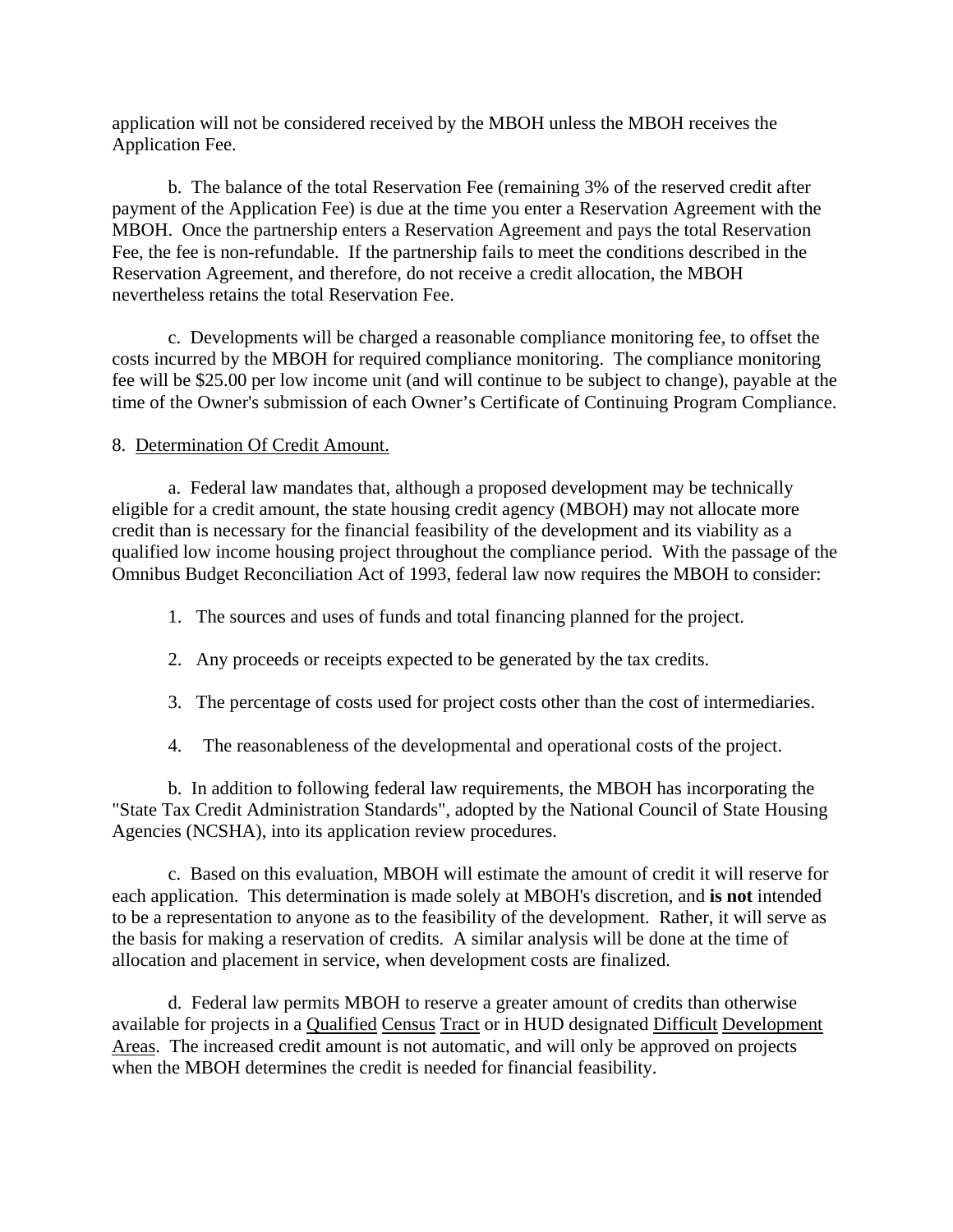application will not be considered received by the MBOH unless the MBOH receives the Application Fee.

b. The balance of the total Reservation Fee (remaining 3% of the reserved credit after payment of the Application Fee) is due at the time you enter a Reservation Agreement with the MBOH. Once the partnership enters a Reservation Agreement and pays the total Reservation Fee, the fee is non-refundable. If the partnership fails to meet the conditions described in the Reservation Agreement, and therefore, do not receive a credit allocation, the MBOH nevertheless retains the total Reservation Fee.

c. Developments will be charged a reasonable compliance monitoring fee, to offset the costs incurred by the MBOH for required compliance monitoring. The compliance monitoring fee will be $25.00 per low income unit (and will continue to be subject to change), payable at the time of the Owner's submission of each Owner's Certificate of Continuing Program Compliance.

8. Determination Of Credit Amount.

a. Federal law mandates that, although a proposed development may be technically eligible for a credit amount, the state housing credit agency (MBOH) may not allocate more credit than is necessary for the financial feasibility of the development and its viability as a qualified low income housing project throughout the compliance period. With the passage of the Omnibus Budget Reconciliation Act of 1993, federal law now requires the MBOH to consider:

1. The sources and uses of funds and total financing planned for the project.

2. Any proceeds or receipts expected to be generated by the tax credits.

3. The percentage of costs used for project costs other than the cost of intermediaries.

4. The reasonableness of the developmental and operational costs of the project.

b. In addition to following federal law requirements, the MBOH has incorporating the "State Tax Credit Administration Standards", adopted by the National Council of State Housing Agencies (NCSHA), into its application review procedures.

c. Based on this evaluation, MBOH will estimate the amount of credit it will reserve for each application. This determination is made solely at MBOH's discretion, and **is not** intended to be a representation to anyone as to the feasibility of the development. Rather, it will serve as the basis for making a reservation of credits. A similar analysis will be done at the time of allocation and placement in service, when development costs are finalized.

d. Federal law permits MBOH to reserve a greater amount of credits than otherwise available for projects in a Qualified Census Tract or in HUD designated Difficult Development Areas. The increased credit amount is not automatic, and will only be approved on projects when the MBOH determines the credit is needed for financial feasibility.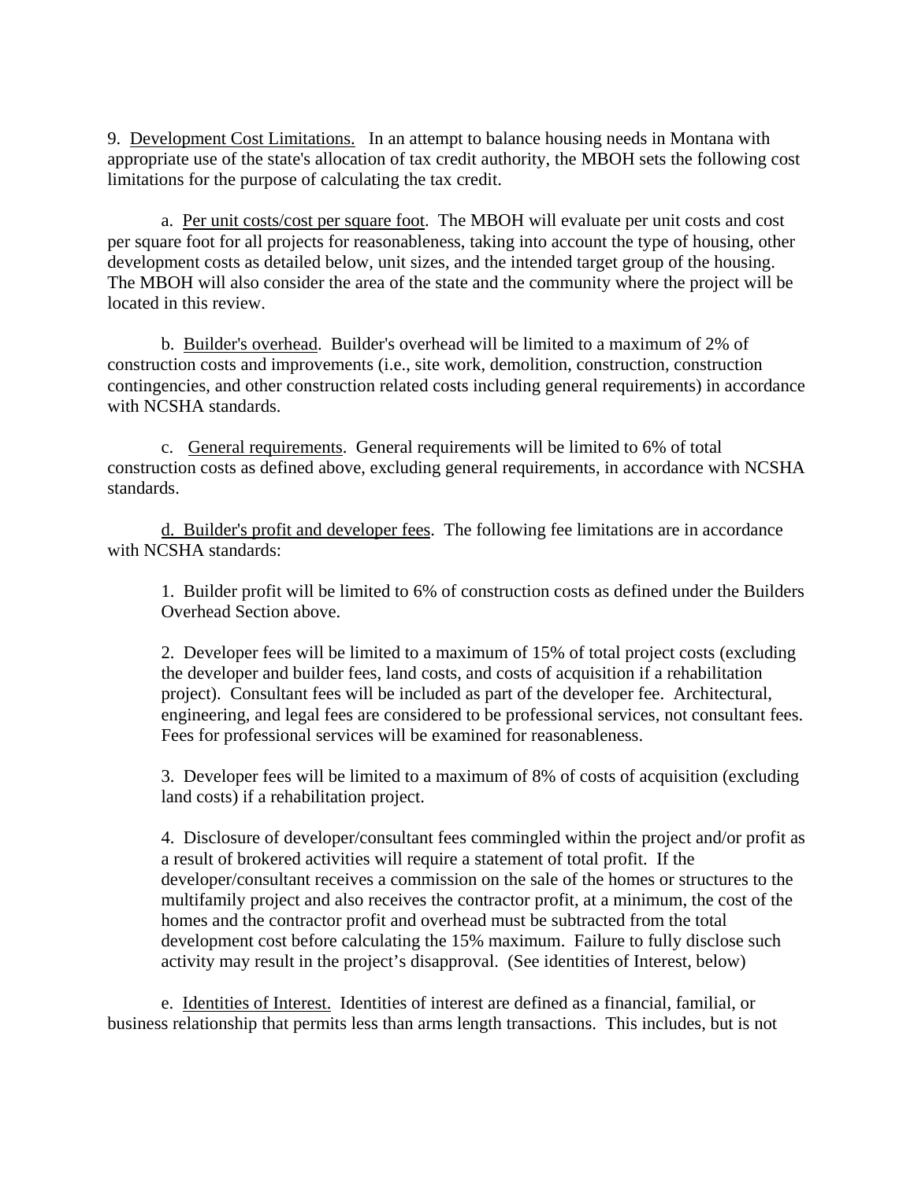9. Development Cost Limitations. In an attempt to balance housing needs in Montana with appropriate use of the state's allocation of tax credit authority, the MBOH sets the following cost limitations for the purpose of calculating the tax credit.

a. Per unit costs/cost per square foot. The MBOH will evaluate per unit costs and cost per square foot for all projects for reasonableness, taking into account the type of housing, other development costs as detailed below, unit sizes, and the intended target group of the housing. The MBOH will also consider the area of the state and the community where the project will be located in this review.

b. Builder's overhead. Builder's overhead will be limited to a maximum of 2% of construction costs and improvements (i.e., site work, demolition, construction, construction contingencies, and other construction related costs including general requirements) in accordance with NCSHA standards.

c. General requirements. General requirements will be limited to 6% of total construction costs as defined above, excluding general requirements, in accordance with NCSHA standards.

d. Builder's profit and developer fees. The following fee limitations are in accordance with NCSHA standards:

1. Builder profit will be limited to 6% of construction costs as defined under the Builders Overhead Section above.

2. Developer fees will be limited to a maximum of 15% of total project costs (excluding the developer and builder fees, land costs, and costs of acquisition if a rehabilitation project). Consultant fees will be included as part of the developer fee. Architectural, engineering, and legal fees are considered to be professional services, not consultant fees. Fees for professional services will be examined for reasonableness.

3. Developer fees will be limited to a maximum of 8% of costs of acquisition (excluding land costs) if a rehabilitation project.

4. Disclosure of developer/consultant fees commingled within the project and/or profit as a result of brokered activities will require a statement of total profit. If the developer/consultant receives a commission on the sale of the homes or structures to the multifamily project and also receives the contractor profit, at a minimum, the cost of the homes and the contractor profit and overhead must be subtracted from the total development cost before calculating the 15% maximum. Failure to fully disclose such activity may result in the project's disapproval. (See identities of Interest, below)

e. Identities of Interest. Identities of interest are defined as a financial, familial, or business relationship that permits less than arms length transactions. This includes, but is not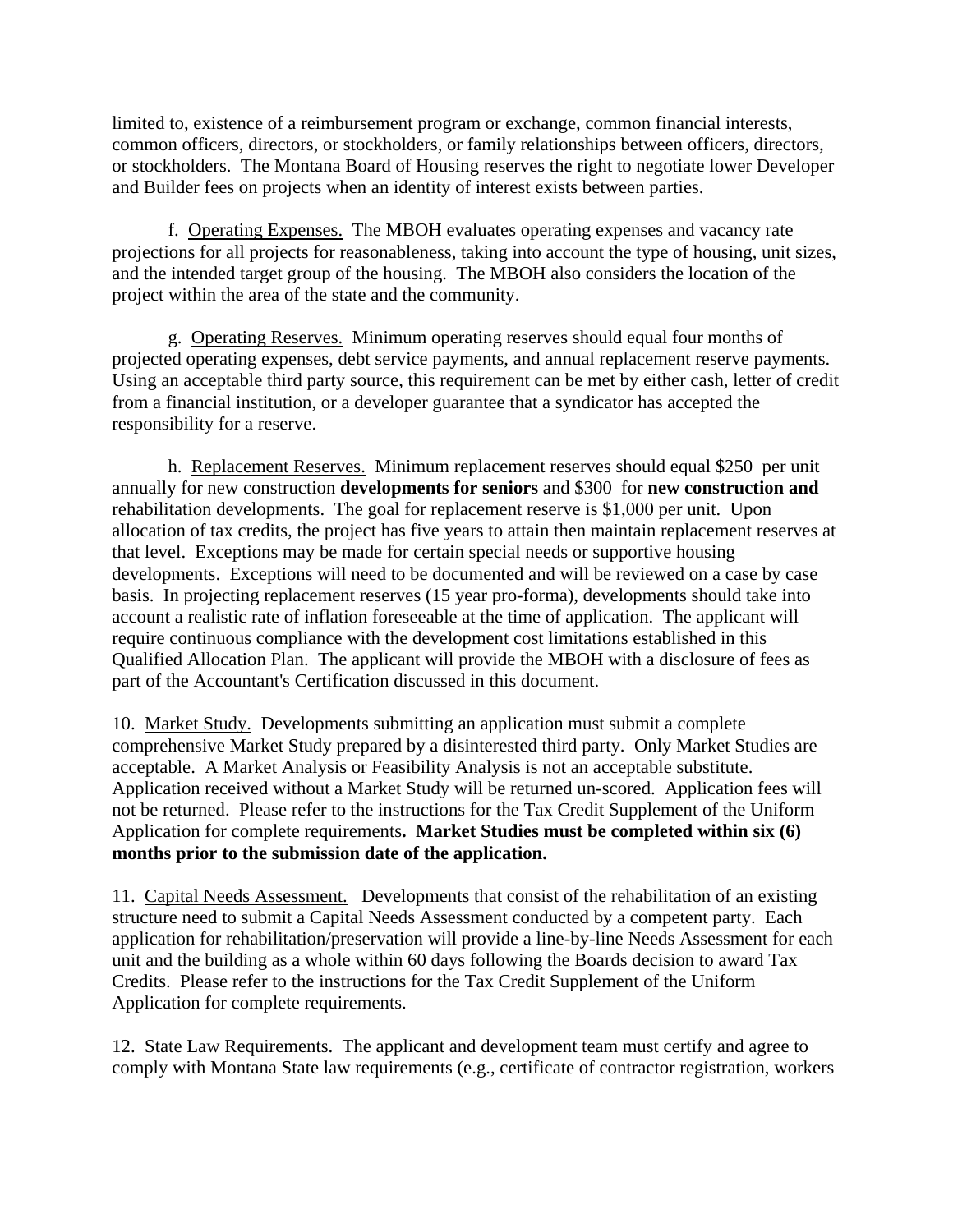limited to, existence of a reimbursement program or exchange, common financial interests, common officers, directors, or stockholders, or family relationships between officers, directors, or stockholders. The Montana Board of Housing reserves the right to negotiate lower Developer and Builder fees on projects when an identity of interest exists between parties.

f. Operating Expenses. The MBOH evaluates operating expenses and vacancy rate projections for all projects for reasonableness, taking into account the type of housing, unit sizes, and the intended target group of the housing. The MBOH also considers the location of the project within the area of the state and the community.

g. Operating Reserves. Minimum operating reserves should equal four months of projected operating expenses, debt service payments, and annual replacement reserve payments. Using an acceptable third party source, this requirement can be met by either cash, letter of credit from a financial institution, or a developer guarantee that a syndicator has accepted the responsibility for a reserve.

h. Replacement Reserves. Minimum replacement reserves should equal $250 per unit annually for new construction **developments for seniors** and $300 for **new construction and** rehabilitation developments. The goal for replacement reserve is $1,000 per unit. Upon allocation of tax credits, the project has five years to attain then maintain replacement reserves at that level. Exceptions may be made for certain special needs or supportive housing developments. Exceptions will need to be documented and will be reviewed on a case by case basis. In projecting replacement reserves (15 year pro-forma), developments should take into account a realistic rate of inflation foreseeable at the time of application. The applicant will require continuous compliance with the development cost limitations established in this Qualified Allocation Plan. The applicant will provide the MBOH with a disclosure of fees as part of the Accountant's Certification discussed in this document.

10. Market Study. Developments submitting an application must submit a complete comprehensive Market Study prepared by a disinterested third party. Only Market Studies are acceptable. A Market Analysis or Feasibility Analysis is not an acceptable substitute. Application received without a Market Study will be returned un-scored. Application fees will not be returned. Please refer to the instructions for the Tax Credit Supplement of the Uniform Application for complete requirements**. Market Studies must be completed within six (6) months prior to the submission date of the application.**

11. Capital Needs Assessment. Developments that consist of the rehabilitation of an existing structure need to submit a Capital Needs Assessment conducted by a competent party. Each application for rehabilitation/preservation will provide a line-by-line Needs Assessment for each unit and the building as a whole within 60 days following the Boards decision to award Tax Credits. Please refer to the instructions for the Tax Credit Supplement of the Uniform Application for complete requirements.

12. State Law Requirements. The applicant and development team must certify and agree to comply with Montana State law requirements (e.g., certificate of contractor registration, workers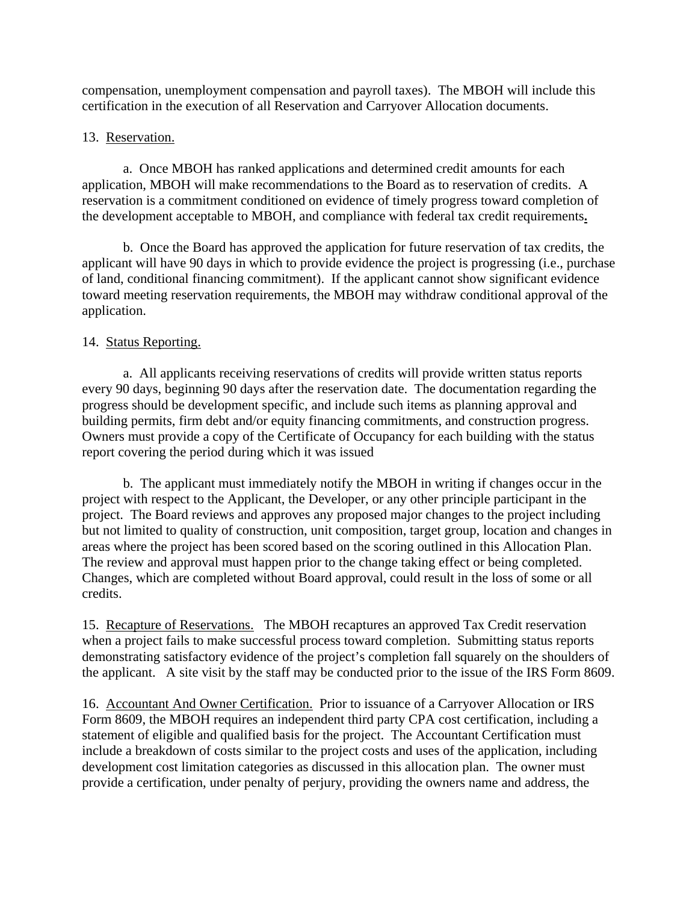compensation, unemployment compensation and payroll taxes). The MBOH will include this certification in the execution of all Reservation and Carryover Allocation documents.

13. <u>Reservation.</u>

a. Once MBOH has ranked applications and determined credit amounts for each application, MBOH will make recommendations to the Board as to reservation of credits. A reservation is a commitment conditioned on evidence of timely progress toward completion of the development acceptable to MBOH, and compliance with federal tax credit requirements.

b. Once the Board has approved the application for future reservation of tax credits, the applicant will have 90 days in which to provide evidence the project is progressing (i.e., purchase of land, conditional financing commitment). If the applicant cannot show significant evidence toward meeting reservation requirements, the MBOH may withdraw conditional approval of the application.

14. <u>Status Reporting.</u>

a. All applicants receiving reservations of credits will provide written status reports every 90 days, beginning 90 days after the reservation date. The documentation regarding the progress should be development specific, and include such items as planning approval and building permits, firm debt and/or equity financing commitments, and construction progress. Owners must provide a copy of the Certificate of Occupancy for each building with the status report covering the period during which it was issued

b. The applicant must immediately notify the MBOH in writing if changes occur in the project with respect to the Applicant, the Developer, or any other principle participant in the project. The Board reviews and approves any proposed major changes to the project including but not limited to quality of construction, unit composition, target group, location and changes in areas where the project has been scored based on the scoring outlined in this Allocation Plan. The review and approval must happen prior to the change taking effect or being completed. Changes, which are completed without Board approval, could result in the loss of some or all credits.

15. <u>Recapture of Reservations.</u> The MBOH recaptures an approved Tax Credit reservation when a project fails to make successful process toward completion. Submitting status reports demonstrating satisfactory evidence of the project's completion fall squarely on the shoulders of the applicant. A site visit by the staff may be conducted prior to the issue of the IRS Form 8609.

16. <u>Accountant And Owner Certification.</u> Prior to issuance of a Carryover Allocation or IRS Form 8609, the MBOH requires an independent third party CPA cost certification, including a statement of eligible and qualified basis for the project. The Accountant Certification must include a breakdown of costs similar to the project costs and uses of the application, including development cost limitation categories as discussed in this allocation plan. The owner must provide a certification, under penalty of perjury, providing the owners name and address, the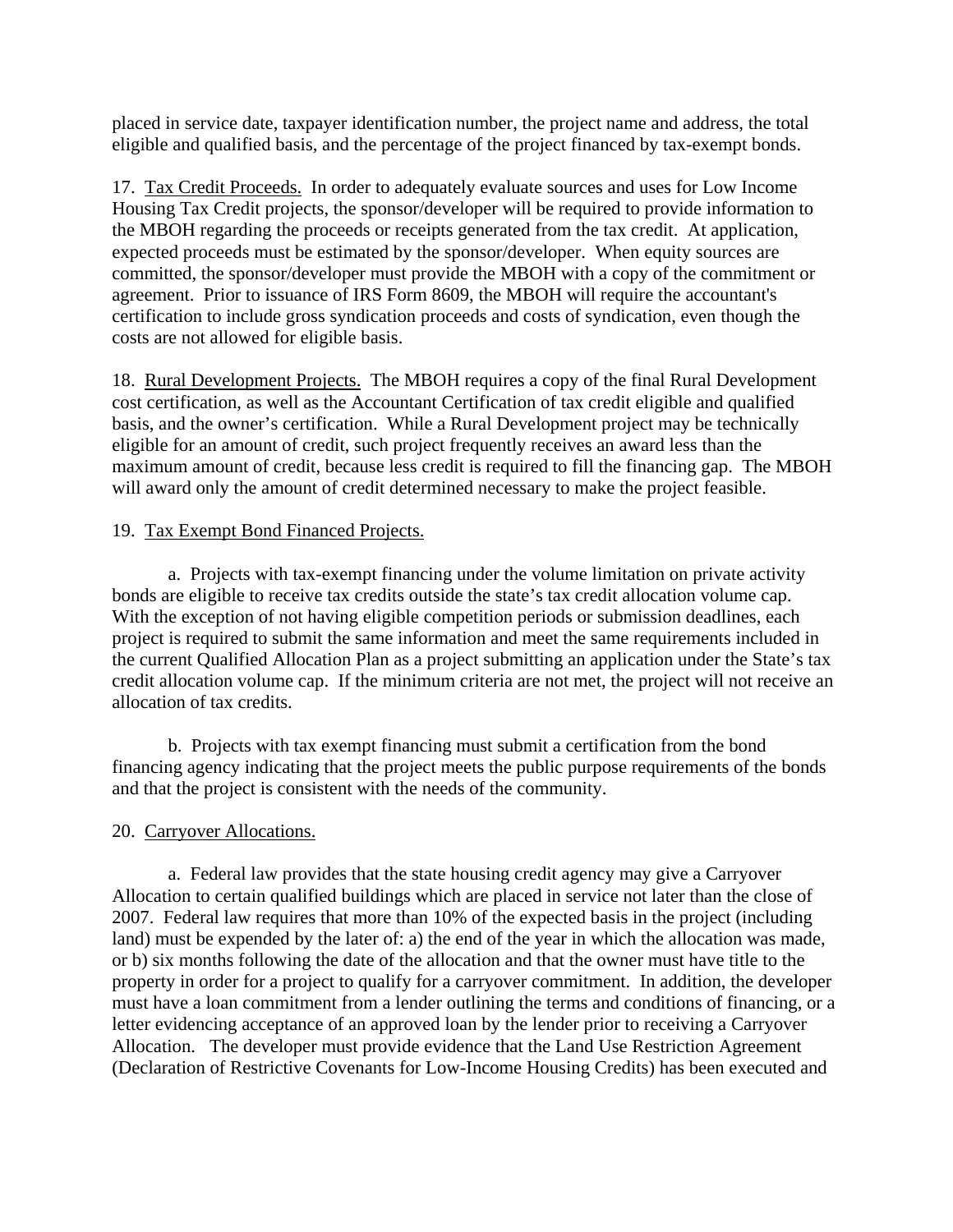placed in service date, taxpayer identification number, the project name and address, the total eligible and qualified basis, and the percentage of the project financed by tax-exempt bonds.

17. Tax Credit Proceeds. In order to adequately evaluate sources and uses for Low Income Housing Tax Credit projects, the sponsor/developer will be required to provide information to the MBOH regarding the proceeds or receipts generated from the tax credit. At application, expected proceeds must be estimated by the sponsor/developer. When equity sources are committed, the sponsor/developer must provide the MBOH with a copy of the commitment or agreement. Prior to issuance of IRS Form 8609, the MBOH will require the accountant's certification to include gross syndication proceeds and costs of syndication, even though the costs are not allowed for eligible basis.

18. Rural Development Projects. The MBOH requires a copy of the final Rural Development cost certification, as well as the Accountant Certification of tax credit eligible and qualified basis, and the owner's certification. While a Rural Development project may be technically eligible for an amount of credit, such project frequently receives an award less than the maximum amount of credit, because less credit is required to fill the financing gap. The MBOH will award only the amount of credit determined necessary to make the project feasible.

19. Tax Exempt Bond Financed Projects.

a. Projects with tax-exempt financing under the volume limitation on private activity bonds are eligible to receive tax credits outside the state's tax credit allocation volume cap. With the exception of not having eligible competition periods or submission deadlines, each project is required to submit the same information and meet the same requirements included in the current Qualified Allocation Plan as a project submitting an application under the State's tax credit allocation volume cap. If the minimum criteria are not met, the project will not receive an allocation of tax credits.

b. Projects with tax exempt financing must submit a certification from the bond financing agency indicating that the project meets the public purpose requirements of the bonds and that the project is consistent with the needs of the community.

20. Carryover Allocations.

a. Federal law provides that the state housing credit agency may give a Carryover Allocation to certain qualified buildings which are placed in service not later than the close of 2007. Federal law requires that more than 10% of the expected basis in the project (including land) must be expended by the later of: a) the end of the year in which the allocation was made, or b) six months following the date of the allocation and that the owner must have title to the property in order for a project to qualify for a carryover commitment. In addition, the developer must have a loan commitment from a lender outlining the terms and conditions of financing, or a letter evidencing acceptance of an approved loan by the lender prior to receiving a Carryover Allocation. The developer must provide evidence that the Land Use Restriction Agreement (Declaration of Restrictive Covenants for Low-Income Housing Credits) has been executed and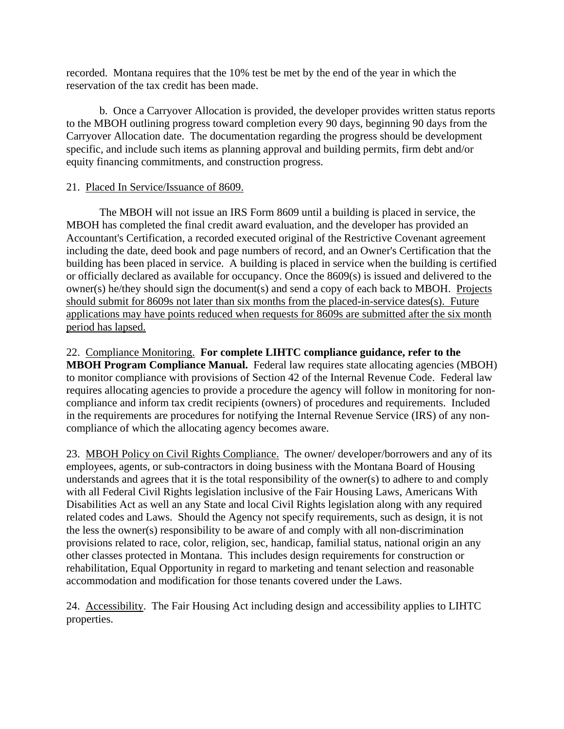recorded. Montana requires that the 10% test be met by the end of the year in which the reservation of the tax credit has been made.

b. Once a Carryover Allocation is provided, the developer provides written status reports to the MBOH outlining progress toward completion every 90 days, beginning 90 days from the Carryover Allocation date. The documentation regarding the progress should be development specific, and include such items as planning approval and building permits, firm debt and/or equity financing commitments, and construction progress.

21. Placed In Service/Issuance of 8609.

The MBOH will not issue an IRS Form 8609 until a building is placed in service, the MBOH has completed the final credit award evaluation, and the developer has provided an Accountant's Certification, a recorded executed original of the Restrictive Covenant agreement including the date, deed book and page numbers of record, and an Owner's Certification that the building has been placed in service. A building is placed in service when the building is certified or officially declared as available for occupancy. Once the 8609(s) is issued and delivered to the owner(s) he/they should sign the document(s) and send a copy of each back to MBOH. Projects should submit for 8609s not later than six months from the placed-in-service dates(s). Future applications may have points reduced when requests for 8609s are submitted after the six month period has lapsed.

22. Compliance Monitoring. **For complete LIHTC compliance guidance, refer to the MBOH Program Compliance Manual.** Federal law requires state allocating agencies (MBOH) to monitor compliance with provisions of Section 42 of the Internal Revenue Code. Federal law requires allocating agencies to provide a procedure the agency will follow in monitoring for non-compliance and inform tax credit recipients (owners) of procedures and requirements. Included in the requirements are procedures for notifying the Internal Revenue Service (IRS) of any non-compliance of which the allocating agency becomes aware.

23. MBOH Policy on Civil Rights Compliance. The owner/ developer/borrowers and any of its employees, agents, or sub-contractors in doing business with the Montana Board of Housing understands and agrees that it is the total responsibility of the owner(s) to adhere to and comply with all Federal Civil Rights legislation inclusive of the Fair Housing Laws, Americans With Disabilities Act as well an any State and local Civil Rights legislation along with any required related codes and Laws. Should the Agency not specify requirements, such as design, it is not the less the owner(s) responsibility to be aware of and comply with all non-discrimination provisions related to race, color, religion, sec, handicap, familial status, national origin an any other classes protected in Montana. This includes design requirements for construction or rehabilitation, Equal Opportunity in regard to marketing and tenant selection and reasonable accommodation and modification for those tenants covered under the Laws.

24. Accessibility. The Fair Housing Act including design and accessibility applies to LIHTC properties.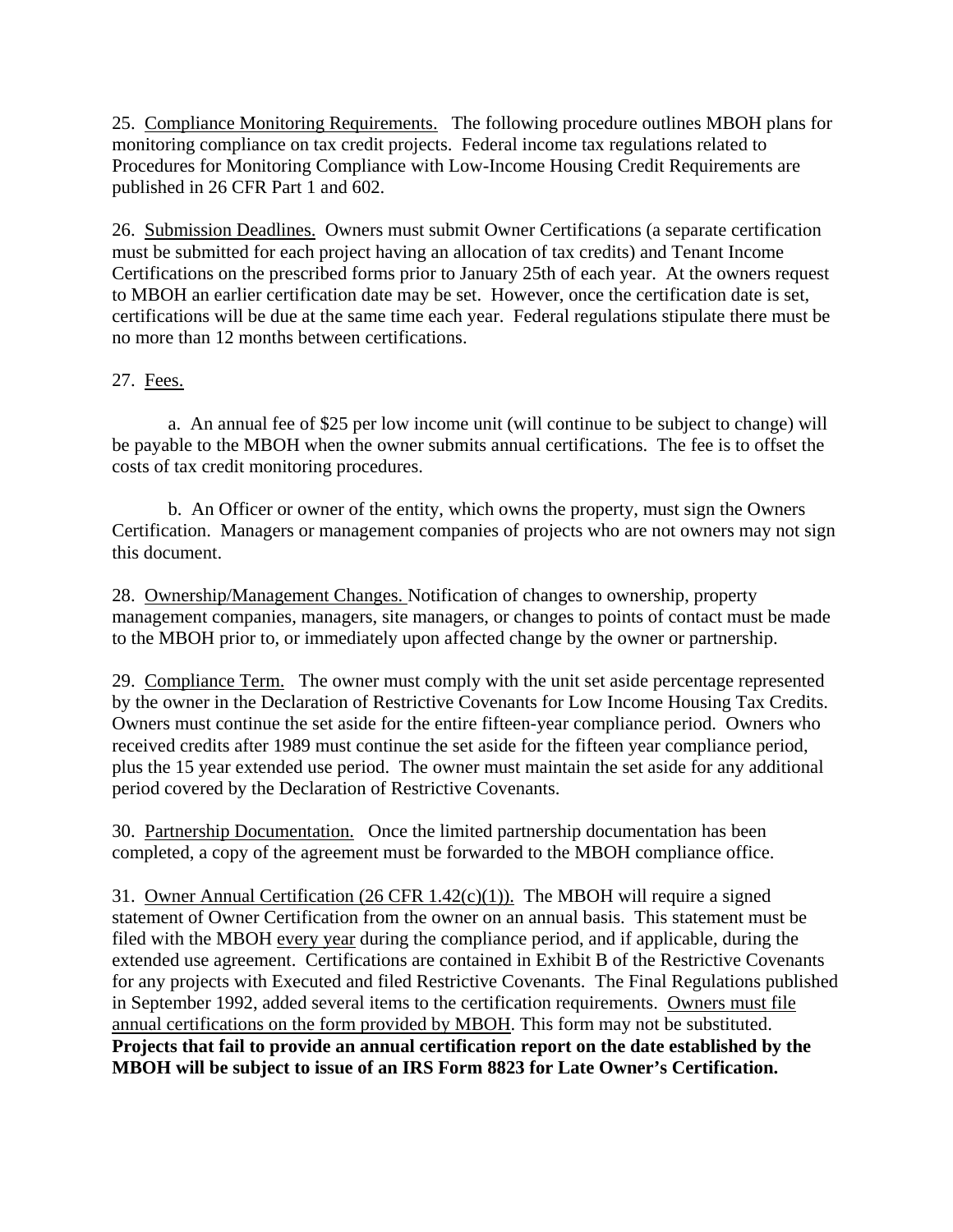25. <u>Compliance Monitoring Requirements.</u> The following procedure outlines MBOH plans for monitoring compliance on tax credit projects. Federal income tax regulations related to Procedures for Monitoring Compliance with Low-Income Housing Credit Requirements are published in 26 CFR Part 1 and 602.

26. <u>Submission Deadlines.</u> Owners must submit Owner Certifications (a separate certification must be submitted for each project having an allocation of tax credits) and Tenant Income Certifications on the prescribed forms prior to January 25th of each year. At the owners request to MBOH an earlier certification date may be set. However, once the certification date is set, certifications will be due at the same time each year. Federal regulations stipulate there must be no more than 12 months between certifications.

27. <u>Fees.</u>

a. An annual fee of $25 per low income unit (will continue to be subject to change) will be payable to the MBOH when the owner submits annual certifications. The fee is to offset the costs of tax credit monitoring procedures.

b. An Officer or owner of the entity, which owns the property, must sign the Owners Certification. Managers or management companies of projects who are not owners may not sign this document.

28. <u>Ownership/Management Changes.</u> Notification of changes to ownership, property management companies, managers, site managers, or changes to points of contact must be made to the MBOH prior to, or immediately upon affected change by the owner or partnership.

29. <u>Compliance Term.</u> The owner must comply with the unit set aside percentage represented by the owner in the Declaration of Restrictive Covenants for Low Income Housing Tax Credits. Owners must continue the set aside for the entire fifteen-year compliance period. Owners who received credits after 1989 must continue the set aside for the fifteen year compliance period, plus the 15 year extended use period. The owner must maintain the set aside for any additional period covered by the Declaration of Restrictive Covenants.

30. <u>Partnership Documentation.</u> Once the limited partnership documentation has been completed, a copy of the agreement must be forwarded to the MBOH compliance office.

31. <u>Owner Annual Certification (26 CFR 1.42(c)(1)).</u> The MBOH will require a signed statement of Owner Certification from the owner on an annual basis. This statement must be filed with the MBOH <u>every year</u> during the compliance period, and if applicable, during the extended use agreement. Certifications are contained in Exhibit B of the Restrictive Covenants for any projects with Executed and filed Restrictive Covenants. The Final Regulations published in September 1992, added several items to the certification requirements. <u>Owners must file annual certifications on the form provided by MBOH</u>. This form may not be substituted. **Projects that fail to provide an annual certification report on the date established by the MBOH will be subject to issue of an IRS Form 8823 for Late Owner's Certification.**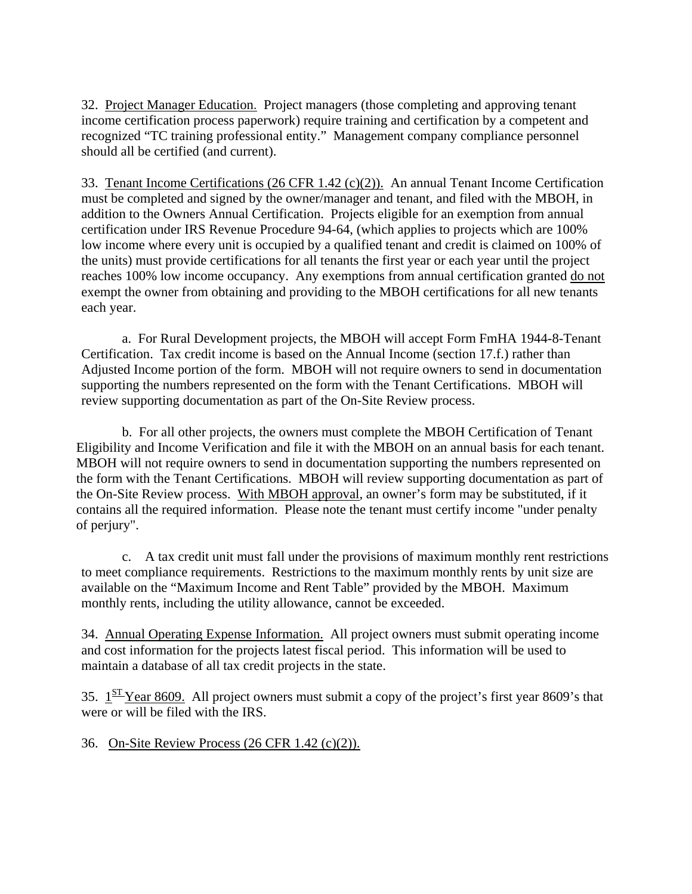32. Project Manager Education. Project managers (those completing and approving tenant income certification process paperwork) require training and certification by a competent and recognized "TC training professional entity." Management company compliance personnel should all be certified (and current).

33. Tenant Income Certifications (26 CFR 1.42 (c)(2)). An annual Tenant Income Certification must be completed and signed by the owner/manager and tenant, and filed with the MBOH, in addition to the Owners Annual Certification. Projects eligible for an exemption from annual certification under IRS Revenue Procedure 94-64, (which applies to projects which are 100% low income where every unit is occupied by a qualified tenant and credit is claimed on 100% of the units) must provide certifications for all tenants the first year or each year until the project reaches 100% low income occupancy. Any exemptions from annual certification granted do not exempt the owner from obtaining and providing to the MBOH certifications for all new tenants each year.

a. For Rural Development projects, the MBOH will accept Form FmHA 1944-8-Tenant Certification. Tax credit income is based on the Annual Income (section 17.f.) rather than Adjusted Income portion of the form. MBOH will not require owners to send in documentation supporting the numbers represented on the form with the Tenant Certifications. MBOH will review supporting documentation as part of the On-Site Review process.

b. For all other projects, the owners must complete the MBOH Certification of Tenant Eligibility and Income Verification and file it with the MBOH on an annual basis for each tenant. MBOH will not require owners to send in documentation supporting the numbers represented on the form with the Tenant Certifications. MBOH will review supporting documentation as part of the On-Site Review process. With MBOH approval, an owner's form may be substituted, if it contains all the required information. Please note the tenant must certify income "under penalty of perjury".

c. A tax credit unit must fall under the provisions of maximum monthly rent restrictions to meet compliance requirements. Restrictions to the maximum monthly rents by unit size are available on the "Maximum Income and Rent Table" provided by the MBOH. Maximum monthly rents, including the utility allowance, cannot be exceeded.

34. Annual Operating Expense Information. All project owners must submit operating income and cost information for the projects latest fiscal period. This information will be used to maintain a database of all tax credit projects in the state.

35. 1ST Year 8609. All project owners must submit a copy of the project's first year 8609's that were or will be filed with the IRS.

36. On-Site Review Process (26 CFR 1.42 (c)(2)).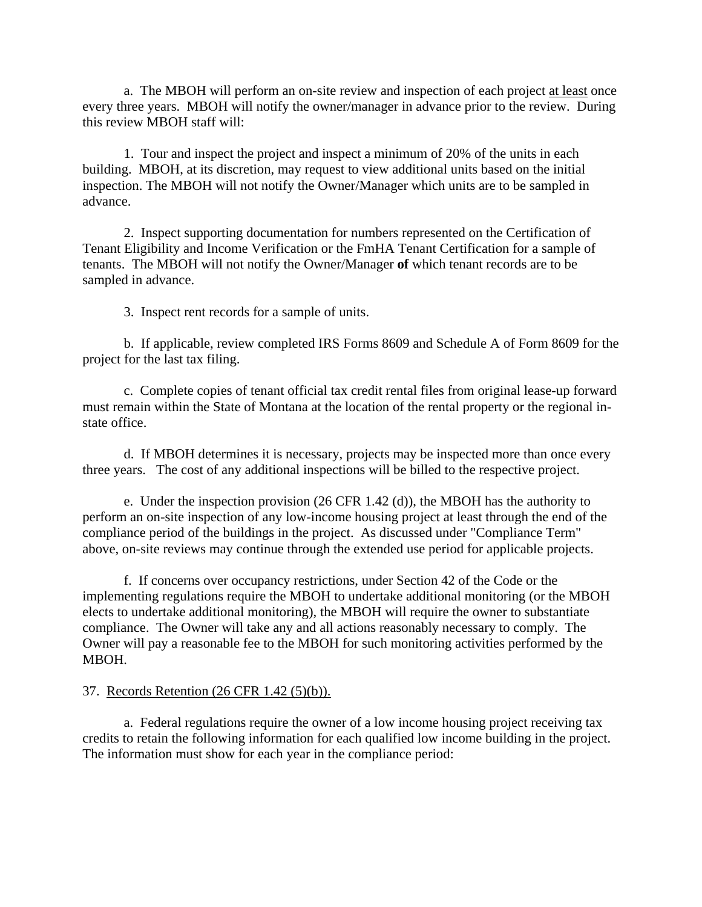a. The MBOH will perform an on-site review and inspection of each project <u>at least</u> once every three years. MBOH will notify the owner/manager in advance prior to the review. During this review MBOH staff will:

1. Tour and inspect the project and inspect a minimum of 20% of the units in each building. MBOH, at its discretion, may request to view additional units based on the initial inspection. The MBOH will not notify the Owner/Manager which units are to be sampled in advance.

2. Inspect supporting documentation for numbers represented on the Certification of Tenant Eligibility and Income Verification or the FmHA Tenant Certification for a sample of tenants. The MBOH will not notify the Owner/Manager **of** which tenant records are to be sampled in advance.

3. Inspect rent records for a sample of units.

b. If applicable, review completed IRS Forms 8609 and Schedule A of Form 8609 for the project for the last tax filing.

c. Complete copies of tenant official tax credit rental files from original lease-up forward must remain within the State of Montana at the location of the rental property or the regional in-state office.

d. If MBOH determines it is necessary, projects may be inspected more than once every three years. The cost of any additional inspections will be billed to the respective project.

e. Under the inspection provision (26 CFR 1.42 (d)), the MBOH has the authority to perform an on-site inspection of any low-income housing project at least through the end of the compliance period of the buildings in the project. As discussed under "Compliance Term" above, on-site reviews may continue through the extended use period for applicable projects.

f. If concerns over occupancy restrictions, under Section 42 of the Code or the implementing regulations require the MBOH to undertake additional monitoring (or the MBOH elects to undertake additional monitoring), the MBOH will require the owner to substantiate compliance. The Owner will take any and all actions reasonably necessary to comply. The Owner will pay a reasonable fee to the MBOH for such monitoring activities performed by the MBOH.

37. <u>Records Retention (26 CFR 1.42 (5)(b)).</u>

a. Federal regulations require the owner of a low income housing project receiving tax credits to retain the following information for each qualified low income building in the project. The information must show for each year in the compliance period: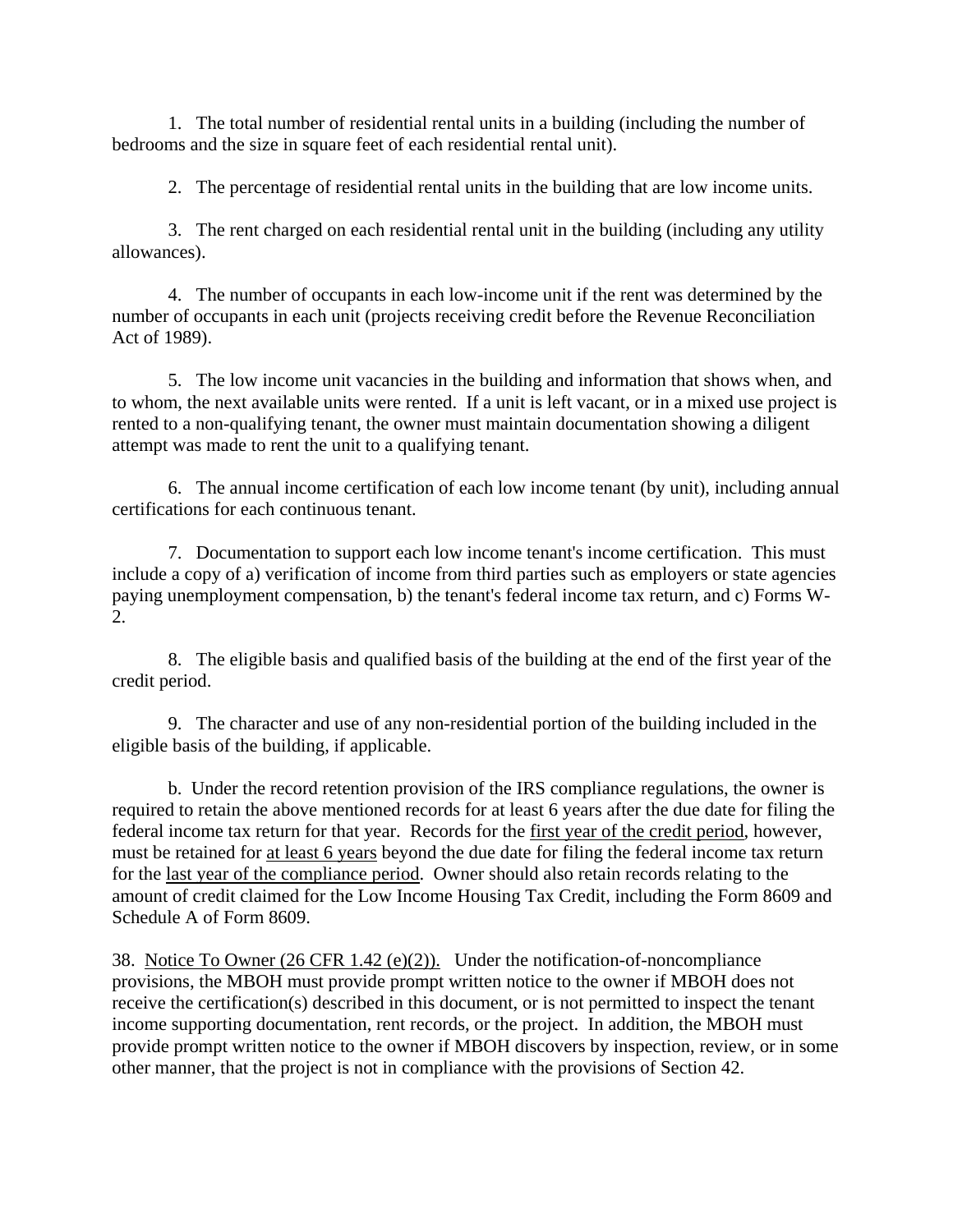1. The total number of residential rental units in a building (including the number of bedrooms and the size in square feet of each residential rental unit).

2. The percentage of residential rental units in the building that are low income units.

3. The rent charged on each residential rental unit in the building (including any utility allowances).

4. The number of occupants in each low-income unit if the rent was determined by the number of occupants in each unit (projects receiving credit before the Revenue Reconciliation Act of 1989).

5. The low income unit vacancies in the building and information that shows when, and to whom, the next available units were rented. If a unit is left vacant, or in a mixed use project is rented to a non-qualifying tenant, the owner must maintain documentation showing a diligent attempt was made to rent the unit to a qualifying tenant.

6. The annual income certification of each low income tenant (by unit), including annual certifications for each continuous tenant.

7. Documentation to support each low income tenant's income certification. This must include a copy of a) verification of income from third parties such as employers or state agencies paying unemployment compensation, b) the tenant's federal income tax return, and c) Forms W-2.

8. The eligible basis and qualified basis of the building at the end of the first year of the credit period.

9. The character and use of any non-residential portion of the building included in the eligible basis of the building, if applicable.

b. Under the record retention provision of the IRS compliance regulations, the owner is required to retain the above mentioned records for at least 6 years after the due date for filing the federal income tax return for that year. Records for the <u>first year of the credit period</u>, however, must be retained for <u>at least 6 years</u> beyond the due date for filing the federal income tax return for the <u>last year of the compliance period</u>. Owner should also retain records relating to the amount of credit claimed for the Low Income Housing Tax Credit, including the Form 8609 and Schedule A of Form 8609.

38. <u>Notice To Owner (26 CFR 1.42 (e)(2)).</u> Under the notification-of-noncompliance provisions, the MBOH must provide prompt written notice to the owner if MBOH does not receive the certification(s) described in this document, or is not permitted to inspect the tenant income supporting documentation, rent records, or the project. In addition, the MBOH must provide prompt written notice to the owner if MBOH discovers by inspection, review, or in some other manner, that the project is not in compliance with the provisions of Section 42.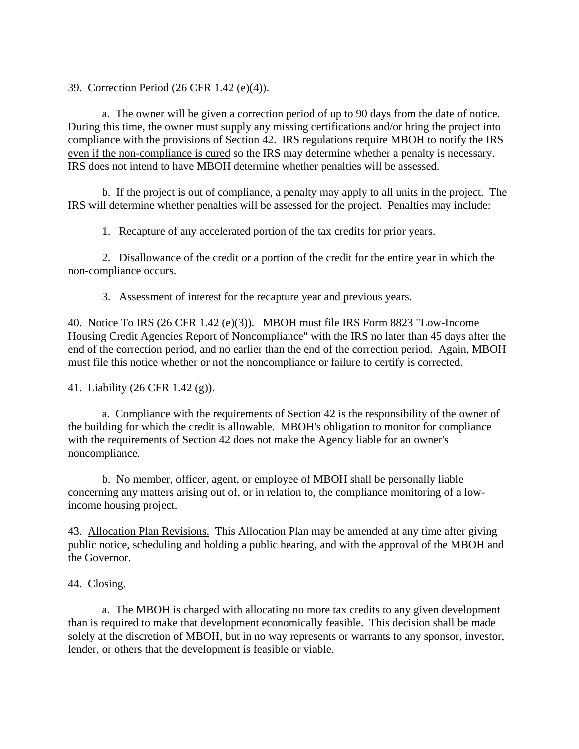39. Correction Period (26 CFR 1.42 (e)(4)).

a. The owner will be given a correction period of up to 90 days from the date of notice. During this time, the owner must supply any missing certifications and/or bring the project into compliance with the provisions of Section 42. IRS regulations require MBOH to notify the IRS even if the non-compliance is cured so the IRS may determine whether a penalty is necessary. IRS does not intend to have MBOH determine whether penalties will be assessed.

b. If the project is out of compliance, a penalty may apply to all units in the project. The IRS will determine whether penalties will be assessed for the project. Penalties may include:

1. Recapture of any accelerated portion of the tax credits for prior years.

2. Disallowance of the credit or a portion of the credit for the entire year in which the non-compliance occurs.

3. Assessment of interest for the recapture year and previous years.

40. Notice To IRS (26 CFR 1.42 (e)(3)). MBOH must file IRS Form 8823 "Low-Income Housing Credit Agencies Report of Noncompliance" with the IRS no later than 45 days after the end of the correction period, and no earlier than the end of the correction period. Again, MBOH must file this notice whether or not the noncompliance or failure to certify is corrected.

41. Liability (26 CFR 1.42 (g)).

a. Compliance with the requirements of Section 42 is the responsibility of the owner of the building for which the credit is allowable. MBOH's obligation to monitor for compliance with the requirements of Section 42 does not make the Agency liable for an owner's noncompliance.

b. No member, officer, agent, or employee of MBOH shall be personally liable concerning any matters arising out of, or in relation to, the compliance monitoring of a low-income housing project.

43. Allocation Plan Revisions. This Allocation Plan may be amended at any time after giving public notice, scheduling and holding a public hearing, and with the approval of the MBOH and the Governor.

44. Closing.

a. The MBOH is charged with allocating no more tax credits to any given development than is required to make that development economically feasible. This decision shall be made solely at the discretion of MBOH, but in no way represents or warrants to any sponsor, investor, lender, or others that the development is feasible or viable.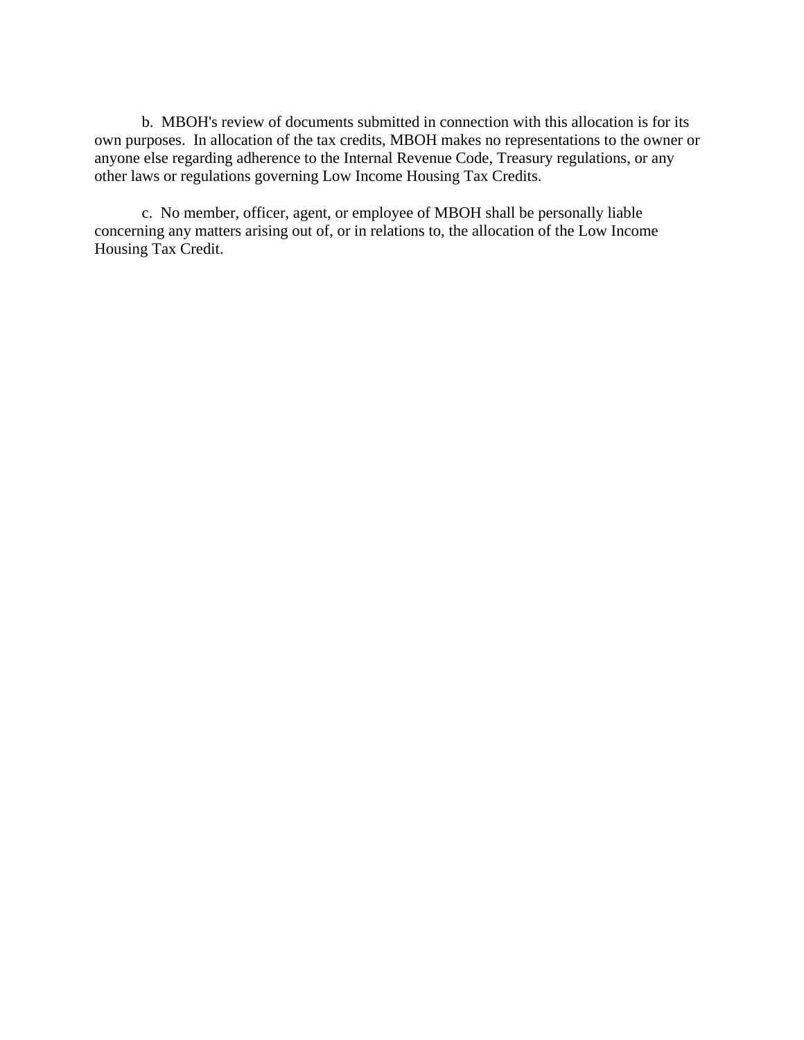b. MBOH's review of documents submitted in connection with this allocation is for its own purposes. In allocation of the tax credits, MBOH makes no representations to the owner or anyone else regarding adherence to the Internal Revenue Code, Treasury regulations, or any other laws or regulations governing Low Income Housing Tax Credits.

c. No member, officer, agent, or employee of MBOH shall be personally liable concerning any matters arising out of, or in relations to, the allocation of the Low Income Housing Tax Credit.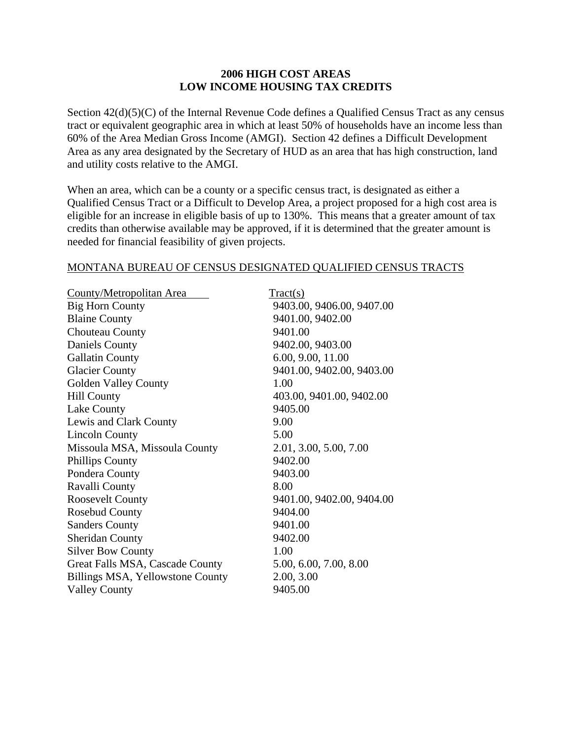**2006 HIGH COST AREAS**
**LOW INCOME HOUSING TAX CREDITS**

Section 42(d)(5)(C) of the Internal Revenue Code defines a Qualified Census Tract as any census tract or equivalent geographic area in which at least 50% of households have an income less than 60% of the Area Median Gross Income (AMGI). Section 42 defines a Difficult Development Area as any area designated by the Secretary of HUD as an area that has high construction, land and utility costs relative to the AMGI.

When an area, which can be a county or a specific census tract, is designated as either a Qualified Census Tract or a Difficult to Develop Area, a project proposed for a high cost area is eligible for an increase in eligible basis of up to 130%. This means that a greater amount of tax credits than otherwise available may be approved, if it is determined that the greater amount is needed for financial feasibility of given projects.

MONTANA BUREAU OF CENSUS DESIGNATED QUALIFIED CENSUS TRACTS

| County/Metropolitan Area | Tract(s) |
|---|---|
| Big Horn County | 9403.00, 9406.00, 9407.00 |
| Blaine County | 9401.00, 9402.00 |
| Chouteau County | 9401.00 |
| Daniels County | 9402.00, 9403.00 |
| Gallatin County | 6.00, 9.00, 11.00 |
| Glacier County | 9401.00, 9402.00, 9403.00 |
| Golden Valley County | 1.00 |
| Hill County | 403.00, 9401.00, 9402.00 |
| Lake County | 9405.00 |
| Lewis and Clark County | 9.00 |
| Lincoln County | 5.00 |
| Missoula MSA, Missoula County | 2.01, 3.00, 5.00, 7.00 |
| Phillips County | 9402.00 |
| Pondera County | 9403.00 |
| Ravalli County | 8.00 |
| Roosevelt County | 9401.00, 9402.00, 9404.00 |
| Rosebud County | 9404.00 |
| Sanders County | 9401.00 |
| Sheridan County | 9402.00 |
| Silver Bow County | 1.00 |
| Great Falls MSA, Cascade County | 5.00, 6.00, 7.00, 8.00 |
| Billings MSA, Yellowstone County | 2.00, 3.00 |
| Valley County | 9405.00 |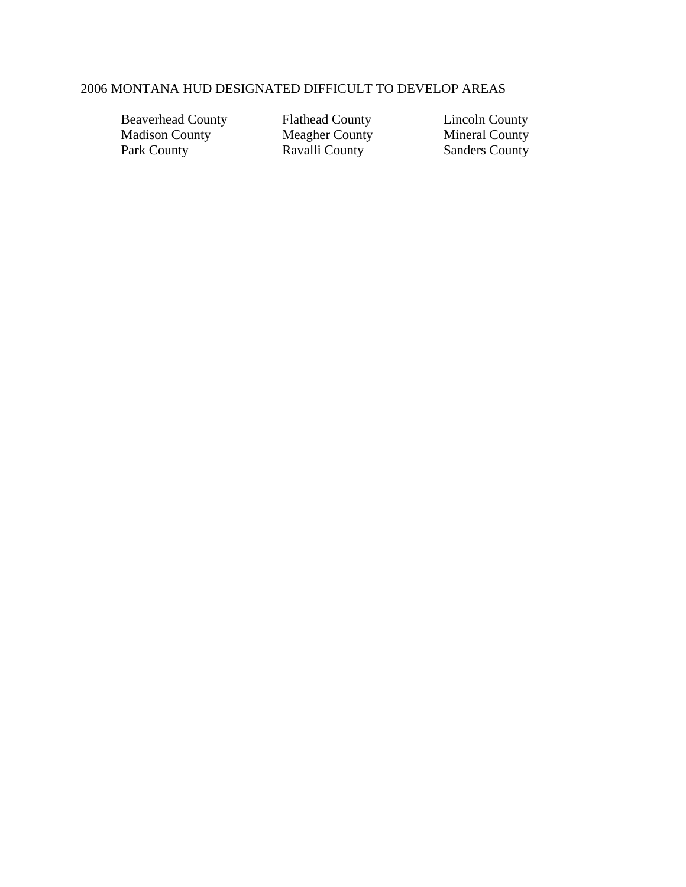<u>2006 MONTANA HUD DESIGNATED DIFFICULT TO DEVELOP AREAS</u>

| | | |
|---|---|---|
| Beaverhead County | Flathead County | Lincoln County |
| Madison County | Meagher County | Mineral County |
| Park County | Ravalli County | Sanders County |